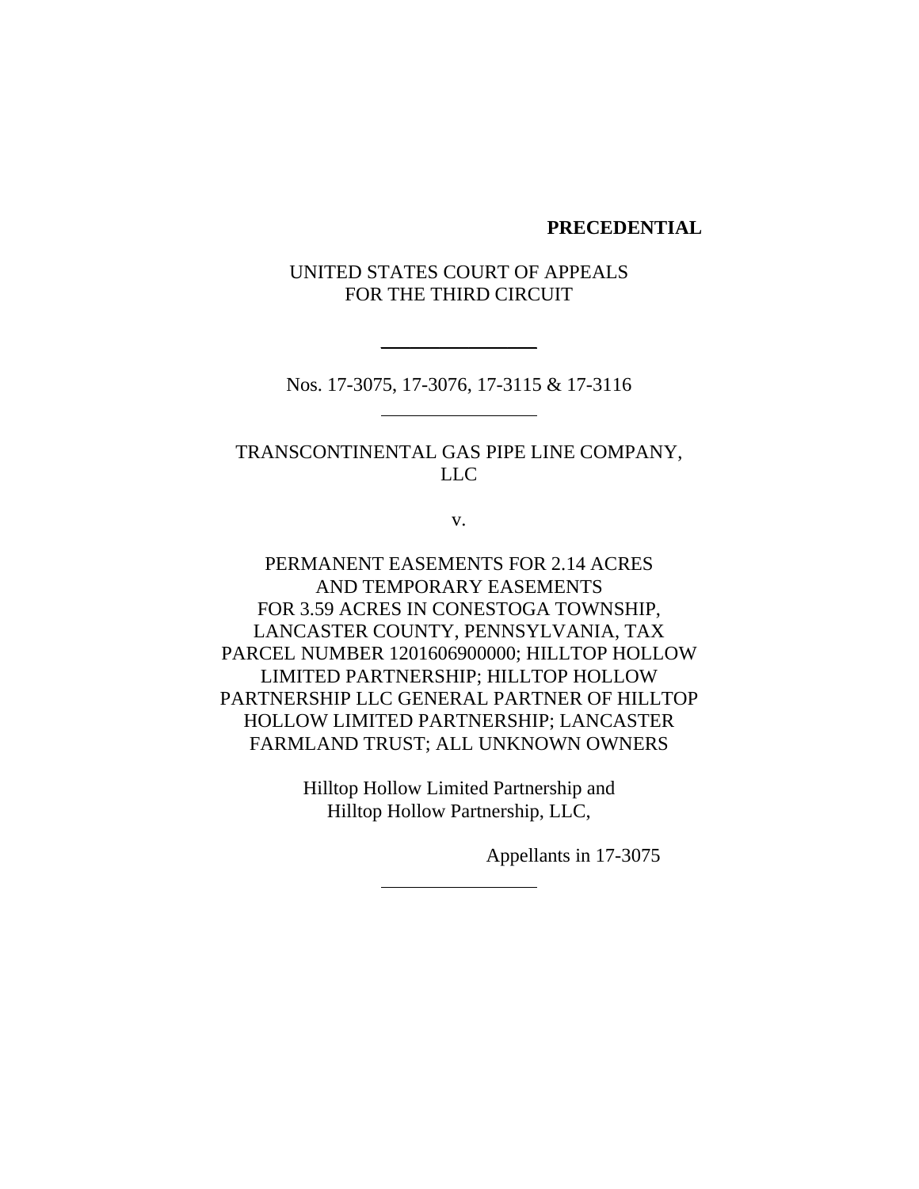**PRECEDENTIAL**

UNITED STATES COURT OF APPEALS
FOR THE THIRD CIRCUIT

---

Nos. 17-3075, 17-3076, 17-3115 & 17-3116

---

TRANSCONTINENTAL GAS PIPE LINE COMPANY, LLC

v.

PERMANENT EASEMENTS FOR 2.14 ACRES AND TEMPORARY EASEMENTS FOR 3.59 ACRES IN CONESTOGA TOWNSHIP, LANCASTER COUNTY, PENNSYLVANIA, TAX PARCEL NUMBER 1201606900000; HILLTOP HOLLOW LIMITED PARTNERSHIP; HILLTOP HOLLOW PARTNERSHIP LLC GENERAL PARTNER OF HILLTOP HOLLOW LIMITED PARTNERSHIP; LANCASTER FARMLAND TRUST; ALL UNKNOWN OWNERS

Hilltop Hollow Limited Partnership and
Hilltop Hollow Partnership, LLC,

Appellants in 17-3075

---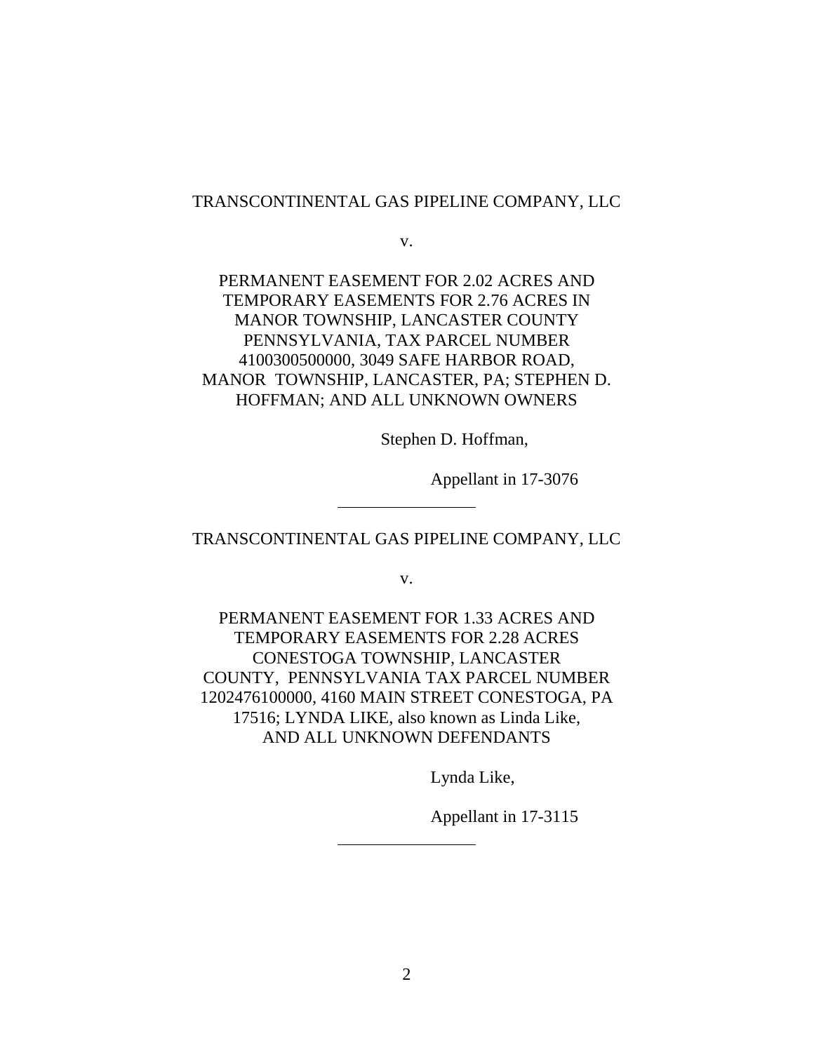TRANSCONTINENTAL GAS PIPELINE COMPANY, LLC

v.

PERMANENT EASEMENT FOR 2.02 ACRES AND TEMPORARY EASEMENTS FOR 2.76 ACRES IN MANOR TOWNSHIP, LANCASTER COUNTY PENNSYLVANIA, TAX PARCEL NUMBER 4100300500000, 3049 SAFE HARBOR ROAD, MANOR TOWNSHIP, LANCASTER, PA; STEPHEN D. HOFFMAN; AND ALL UNKNOWN OWNERS

Stephen D. Hoffman,

Appellant in 17-3076

---

TRANSCONTINENTAL GAS PIPELINE COMPANY, LLC

v.

PERMANENT EASEMENT FOR 1.33 ACRES AND TEMPORARY EASEMENTS FOR 2.28 ACRES CONESTOGA TOWNSHIP, LANCASTER COUNTY, PENNSYLVANIA TAX PARCEL NUMBER 1202476100000, 4160 MAIN STREET CONESTOGA, PA 17516; LYNDA LIKE, also known as Linda Like, AND ALL UNKNOWN DEFENDANTS

Lynda Like,

Appellant in 17-3115

---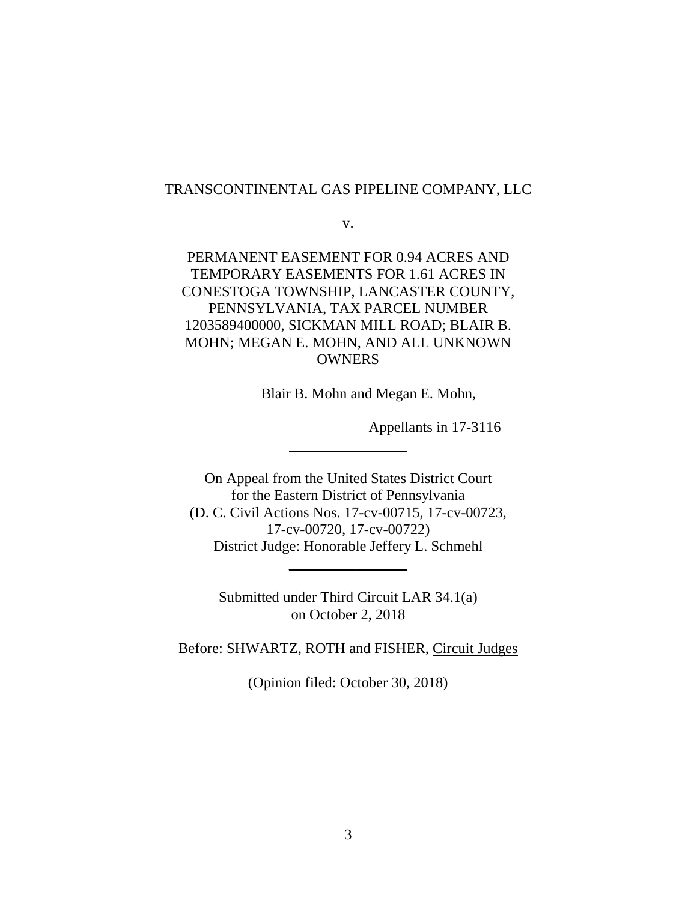TRANSCONTINENTAL GAS PIPELINE COMPANY, LLC

v.

PERMANENT EASEMENT FOR 0.94 ACRES AND TEMPORARY EASEMENTS FOR 1.61 ACRES IN CONESTOGA TOWNSHIP, LANCASTER COUNTY, PENNSYLVANIA, TAX PARCEL NUMBER 1203589400000, SICKMAN MILL ROAD; BLAIR B. MOHN; MEGAN E. MOHN, AND ALL UNKNOWN OWNERS

Blair B. Mohn and Megan E. Mohn,

Appellants in 17-3116

---

On Appeal from the United States District Court for the Eastern District of Pennsylvania
(D. C. Civil Actions Nos. 17-cv-00715, 17-cv-00723, 17-cv-00720, 17-cv-00722)
District Judge: Honorable Jeffery L. Schmehl

---

Submitted under Third Circuit LAR 34.1(a)
on October 2, 2018

Before: SHWARTZ, ROTH and FISHER, Circuit Judges

(Opinion filed: October 30, 2018)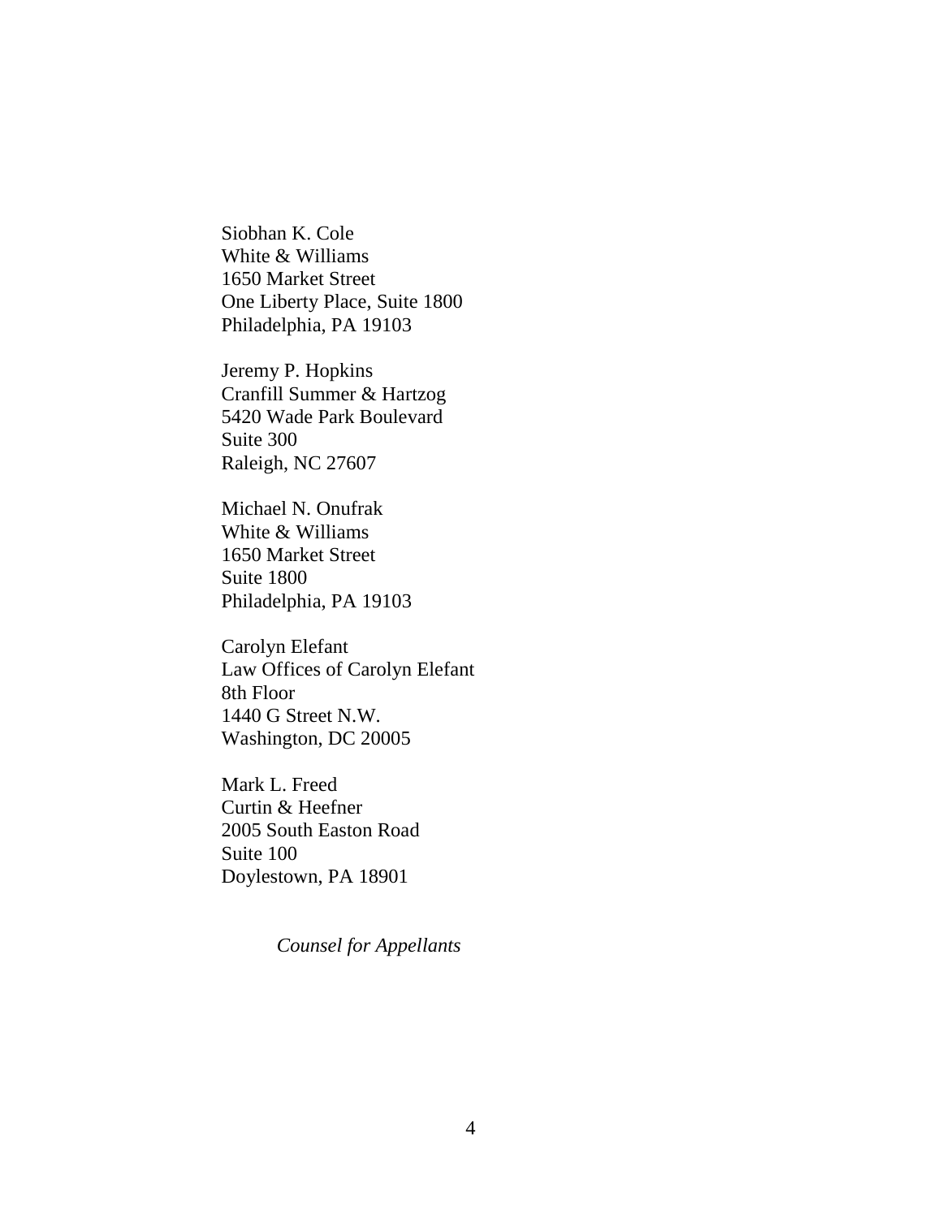Siobhan K. Cole  
White & Williams  
1650 Market Street  
One Liberty Place, Suite 1800  
Philadelphia, PA 19103

Jeremy P. Hopkins  
Cranfill Summer & Hartzog  
5420 Wade Park Boulevard  
Suite 300  
Raleigh, NC 27607

Michael N. Onufrak  
White & Williams  
1650 Market Street  
Suite 1800  
Philadelphia, PA 19103

Carolyn Elefant  
Law Offices of Carolyn Elefant  
8th Floor  
1440 G Street N.W.  
Washington, DC 20005

Mark L. Freed  
Curtin & Heefner  
2005 South Easton Road  
Suite 100  
Doylestown, PA 18901

*Counsel for Appellants*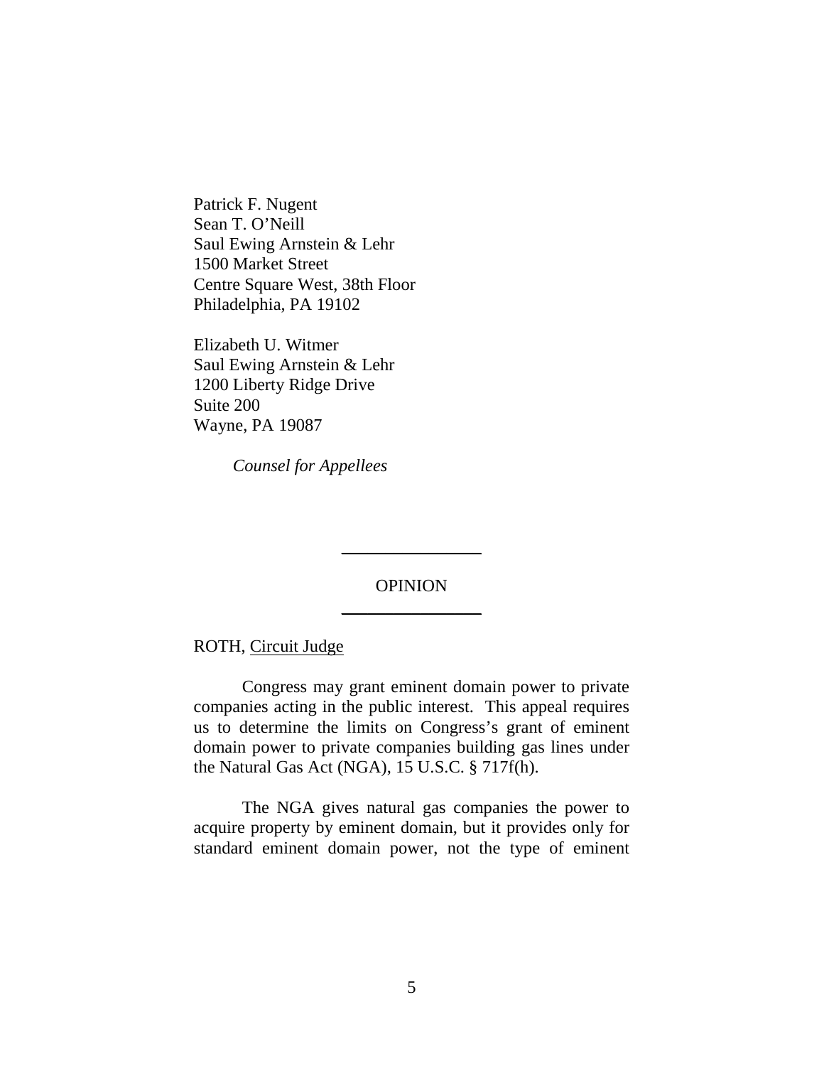Patrick F. Nugent
Sean T. O'Neill
Saul Ewing Arnstein & Lehr
1500 Market Street
Centre Square West, 38th Floor
Philadelphia, PA 19102

Elizabeth U. Witmer
Saul Ewing Arnstein & Lehr
1200 Liberty Ridge Drive
Suite 200
Wayne, PA 19087

*Counsel for Appellees*

---

OPINION

---

ROTH, Circuit Judge

Congress may grant eminent domain power to private companies acting in the public interest. This appeal requires us to determine the limits on Congress's grant of eminent domain power to private companies building gas lines under the Natural Gas Act (NGA), 15 U.S.C. § 717f(h).

The NGA gives natural gas companies the power to acquire property by eminent domain, but it provides only for standard eminent domain power, not the type of eminent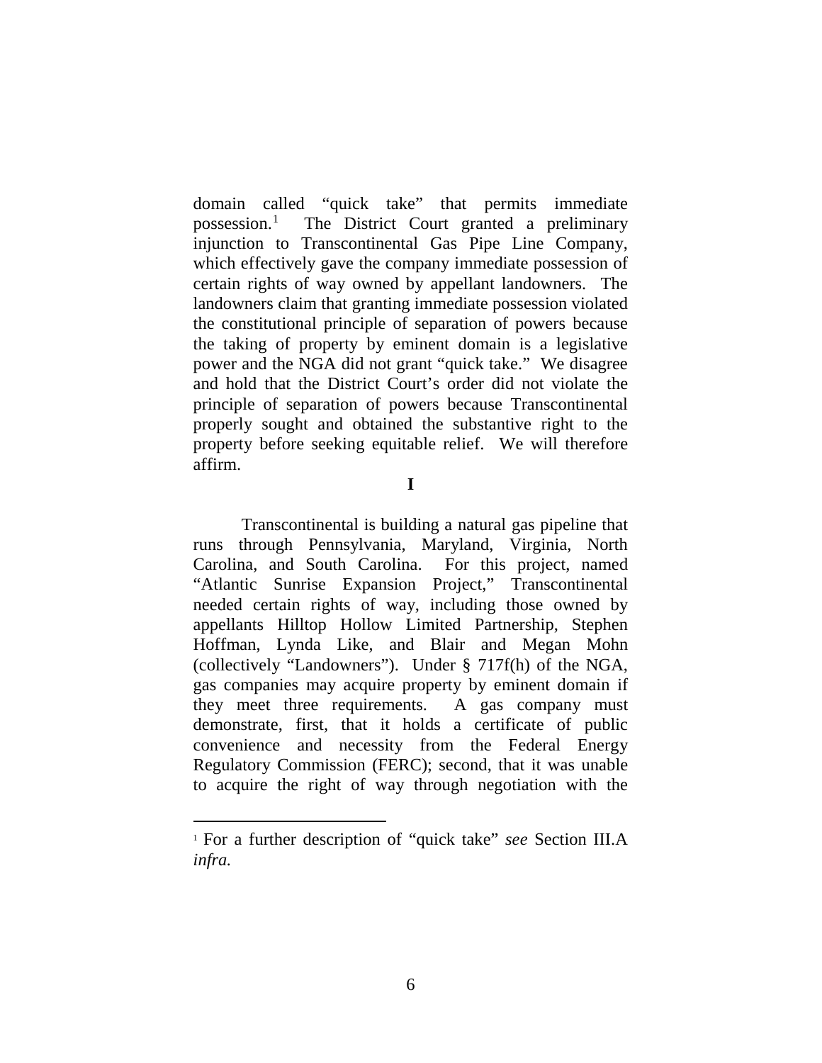domain called "quick take" that permits immediate possession.[1] The District Court granted a preliminary injunction to Transcontinental Gas Pipe Line Company, which effectively gave the company immediate possession of certain rights of way owned by appellant landowners. The landowners claim that granting immediate possession violated the constitutional principle of separation of powers because the taking of property by eminent domain is a legislative power and the NGA did not grant "quick take." We disagree and hold that the District Court's order did not violate the principle of separation of powers because Transcontinental properly sought and obtained the substantive right to the property before seeking equitable relief. We will therefore affirm.

## I

Transcontinental is building a natural gas pipeline that runs through Pennsylvania, Maryland, Virginia, North Carolina, and South Carolina. For this project, named "Atlantic Sunrise Expansion Project," Transcontinental needed certain rights of way, including those owned by appellants Hilltop Hollow Limited Partnership, Stephen Hoffman, Lynda Like, and Blair and Megan Mohn (collectively "Landowners"). Under § 717f(h) of the NGA, gas companies may acquire property by eminent domain if they meet three requirements. A gas company must demonstrate, first, that it holds a certificate of public convenience and necessity from the Federal Energy Regulatory Commission (FERC); second, that it was unable to acquire the right of way through negotiation with the

[1] For a further description of "quick take" *see* Section III.A *infra.*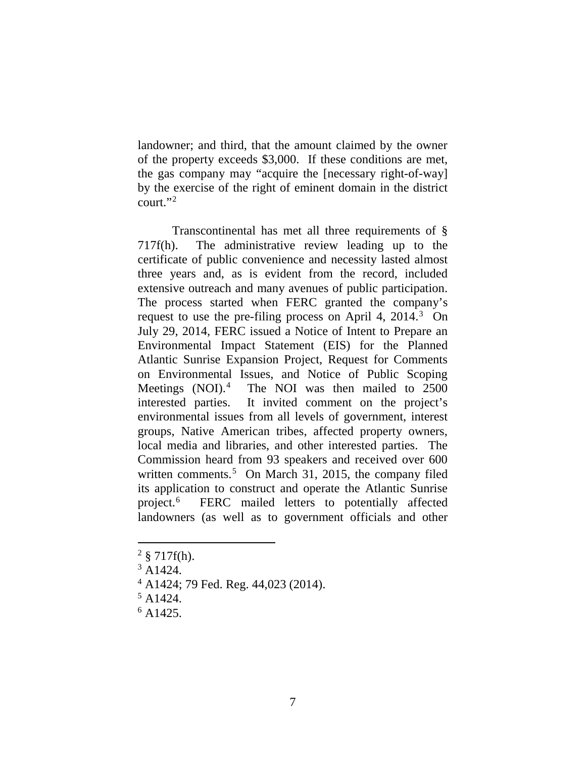landowner; and third, that the amount claimed by the owner of the property exceeds $3,000. If these conditions are met, the gas company may "acquire the [necessary right-of-way] by the exercise of the right of eminent domain in the district court."[2]

Transcontinental has met all three requirements of § 717f(h). The administrative review leading up to the certificate of public convenience and necessity lasted almost three years and, as is evident from the record, included extensive outreach and many avenues of public participation. The process started when FERC granted the company's request to use the pre-filing process on April 4, 2014.[3] On July 29, 2014, FERC issued a Notice of Intent to Prepare an Environmental Impact Statement (EIS) for the Planned Atlantic Sunrise Expansion Project, Request for Comments on Environmental Issues, and Notice of Public Scoping Meetings (NOI).[4] The NOI was then mailed to 2500 interested parties. It invited comment on the project's environmental issues from all levels of government, interest groups, Native American tribes, affected property owners, local media and libraries, and other interested parties. The Commission heard from 93 speakers and received over 600 written comments.[5] On March 31, 2015, the company filed its application to construct and operate the Atlantic Sunrise project.[6] FERC mailed letters to potentially affected landowners (as well as to government officials and other

---

[2] § 717f(h).

[3] A1424.

[4] A1424; 79 Fed. Reg. 44,023 (2014).

[5] A1424.

[6] A1425.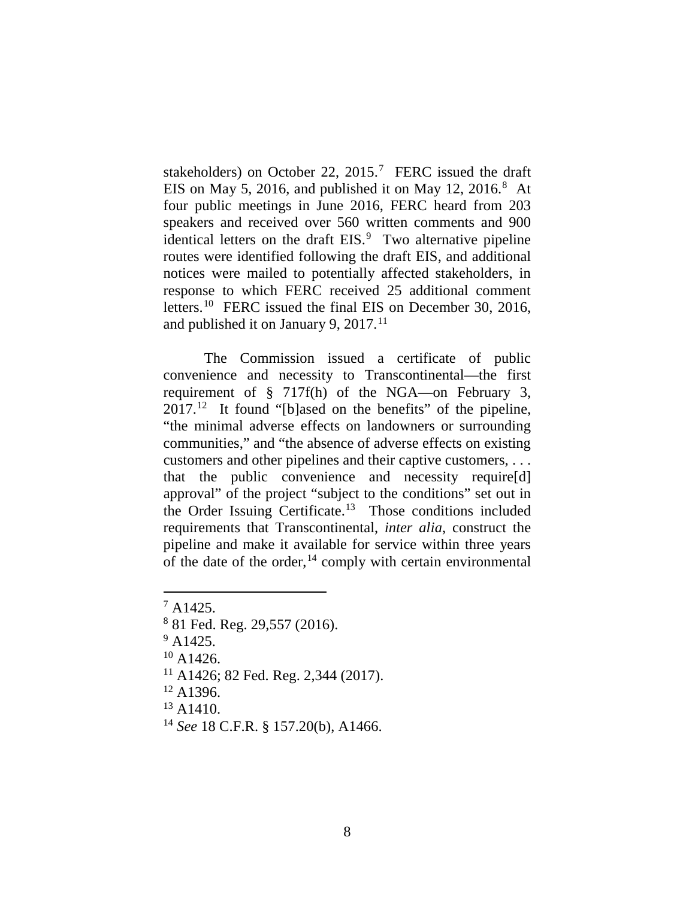stakeholders) on October 22, 2015.[7] FERC issued the draft EIS on May 5, 2016, and published it on May 12, 2016.[8] At four public meetings in June 2016, FERC heard from 203 speakers and received over 560 written comments and 900 identical letters on the draft EIS.[9] Two alternative pipeline routes were identified following the draft EIS, and additional notices were mailed to potentially affected stakeholders, in response to which FERC received 25 additional comment letters.[10] FERC issued the final EIS on December 30, 2016, and published it on January 9, 2017.[11]

The Commission issued a certificate of public convenience and necessity to Transcontinental—the first requirement of § 717f(h) of the NGA—on February 3, 2017.[12] It found "[b]ased on the benefits" of the pipeline, "the minimal adverse effects on landowners or surrounding communities," and "the absence of adverse effects on existing customers and other pipelines and their captive customers, . . . that the public convenience and necessity require[d] approval" of the project "subject to the conditions" set out in the Order Issuing Certificate.[13] Those conditions included requirements that Transcontinental, *inter alia*, construct the pipeline and make it available for service within three years of the date of the order,[14] comply with certain environmental

---

[7] A1425.

[8] 81 Fed. Reg. 29,557 (2016).

[9] A1425.

[10] A1426.

[11] A1426; 82 Fed. Reg. 2,344 (2017).

[12] A1396.

[13] A1410.

[14] *See* 18 C.F.R. § 157.20(b), A1466.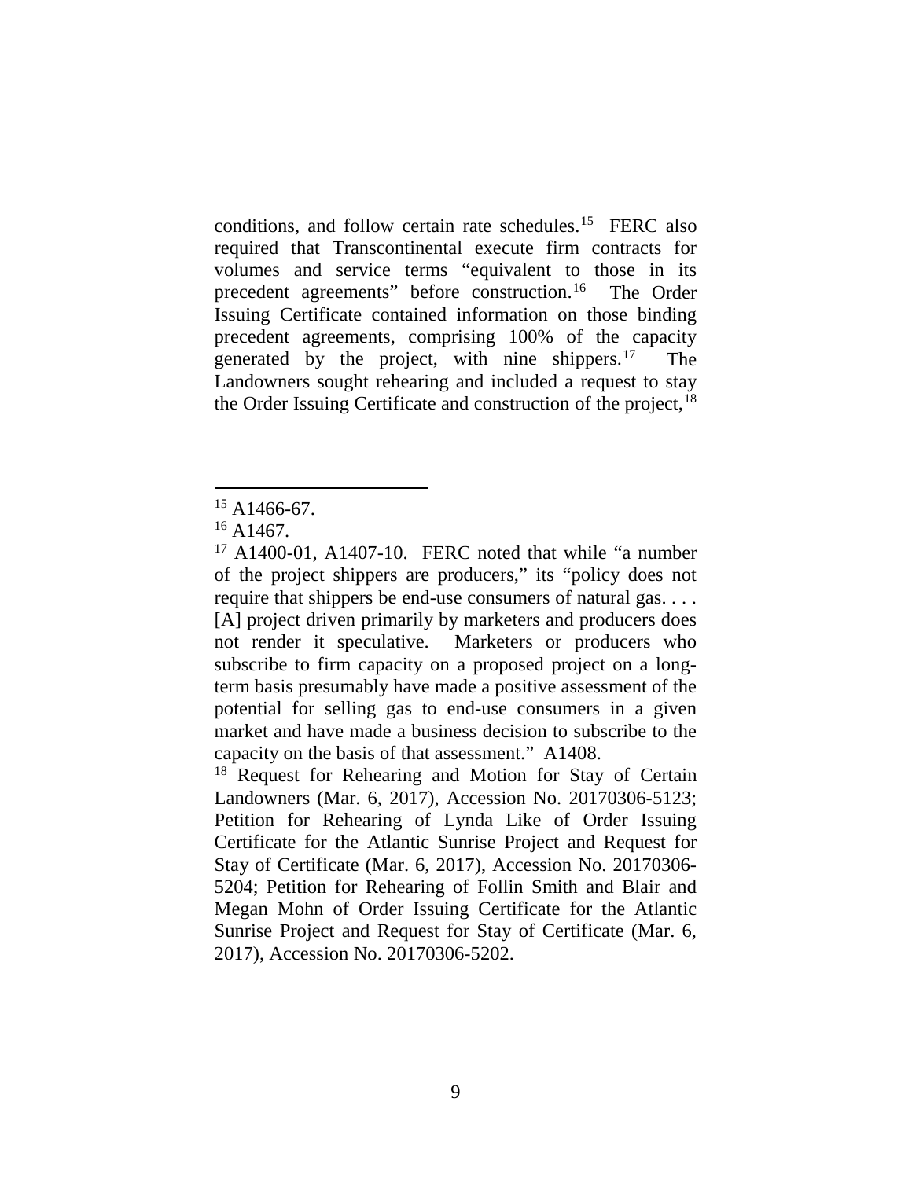conditions, and follow certain rate schedules.[15] FERC also required that Transcontinental execute firm contracts for volumes and service terms "equivalent to those in its precedent agreements" before construction.[16] The Order Issuing Certificate contained information on those binding precedent agreements, comprising 100% of the capacity generated by the project, with nine shippers.[17] The Landowners sought rehearing and included a request to stay the Order Issuing Certificate and construction of the project,[18]

---

[15] A1466-67.

[16] A1467.

[17] A1400-01, A1407-10. FERC noted that while "a number of the project shippers are producers," its "policy does not require that shippers be end-use consumers of natural gas. . . . [A] project driven primarily by marketers and producers does not render it speculative. Marketers or producers who subscribe to firm capacity on a proposed project on a long-term basis presumably have made a positive assessment of the potential for selling gas to end-use consumers in a given market and have made a business decision to subscribe to the capacity on the basis of that assessment." A1408.

[18] Request for Rehearing and Motion for Stay of Certain Landowners (Mar. 6, 2017), Accession No. 20170306-5123; Petition for Rehearing of Lynda Like of Order Issuing Certificate for the Atlantic Sunrise Project and Request for Stay of Certificate (Mar. 6, 2017), Accession No. 20170306-5204; Petition for Rehearing of Follin Smith and Blair and Megan Mohn of Order Issuing Certificate for the Atlantic Sunrise Project and Request for Stay of Certificate (Mar. 6, 2017), Accession No. 20170306-5202.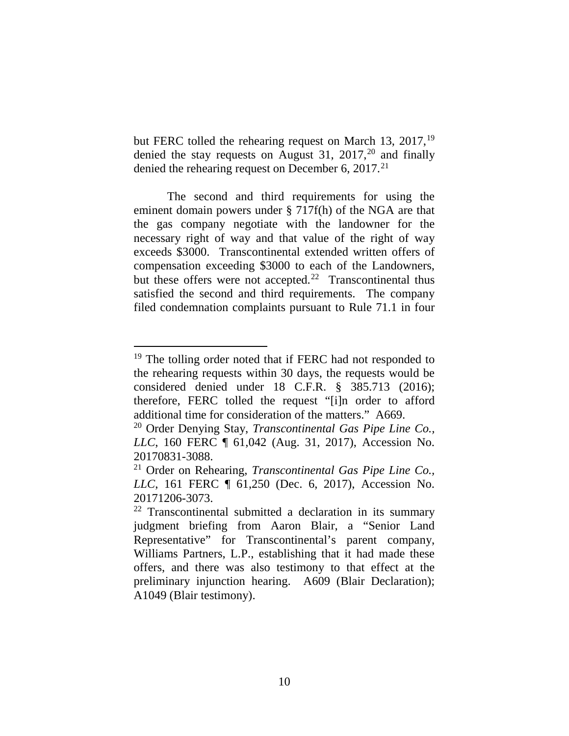but FERC tolled the rehearing request on March 13, 2017,[19] denied the stay requests on August 31, 2017,[20] and finally denied the rehearing request on December 6, 2017.[21]

The second and third requirements for using the eminent domain powers under § 717f(h) of the NGA are that the gas company negotiate with the landowner for the necessary right of way and that value of the right of way exceeds $3000. Transcontinental extended written offers of compensation exceeding $3000 to each of the Landowners, but these offers were not accepted.[22] Transcontinental thus satisfied the second and third requirements. The company filed condemnation complaints pursuant to Rule 71.1 in four

---

[19] The tolling order noted that if FERC had not responded to the rehearing requests within 30 days, the requests would be considered denied under 18 C.F.R. § 385.713 (2016); therefore, FERC tolled the request "[i]n order to afford additional time for consideration of the matters." A669.

[20] Order Denying Stay, *Transcontinental Gas Pipe Line Co., LLC*, 160 FERC ¶ 61,042 (Aug. 31, 2017), Accession No. 20170831-3088.

[21] Order on Rehearing, *Transcontinental Gas Pipe Line Co., LLC*, 161 FERC ¶ 61,250 (Dec. 6, 2017), Accession No. 20171206-3073.

[22] Transcontinental submitted a declaration in its summary judgment briefing from Aaron Blair, a "Senior Land Representative" for Transcontinental's parent company, Williams Partners, L.P., establishing that it had made these offers, and there was also testimony to that effect at the preliminary injunction hearing. A609 (Blair Declaration); A1049 (Blair testimony).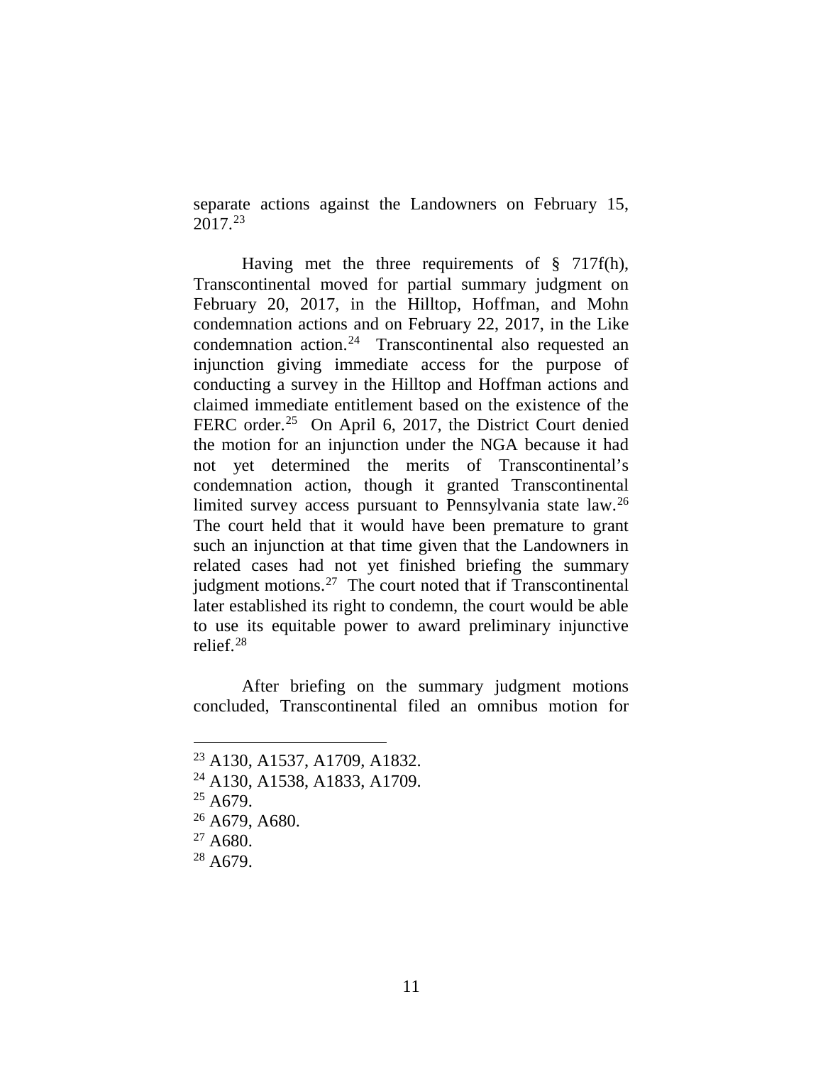separate actions against the Landowners on February 15, 2017.[23]

Having met the three requirements of § 717f(h), Transcontinental moved for partial summary judgment on February 20, 2017, in the Hilltop, Hoffman, and Mohn condemnation actions and on February 22, 2017, in the Like condemnation action.[24] Transcontinental also requested an injunction giving immediate access for the purpose of conducting a survey in the Hilltop and Hoffman actions and claimed immediate entitlement based on the existence of the FERC order.[25] On April 6, 2017, the District Court denied the motion for an injunction under the NGA because it had not yet determined the merits of Transcontinental's condemnation action, though it granted Transcontinental limited survey access pursuant to Pennsylvania state law.[26] The court held that it would have been premature to grant such an injunction at that time given that the Landowners in related cases had not yet finished briefing the summary judgment motions.[27] The court noted that if Transcontinental later established its right to condemn, the court would be able to use its equitable power to award preliminary injunctive relief.[28]

After briefing on the summary judgment motions concluded, Transcontinental filed an omnibus motion for

---

[23] A130, A1537, A1709, A1832.

[24] A130, A1538, A1833, A1709.

[25] A679.

[26] A679, A680.

[27] A680.

[28] A679.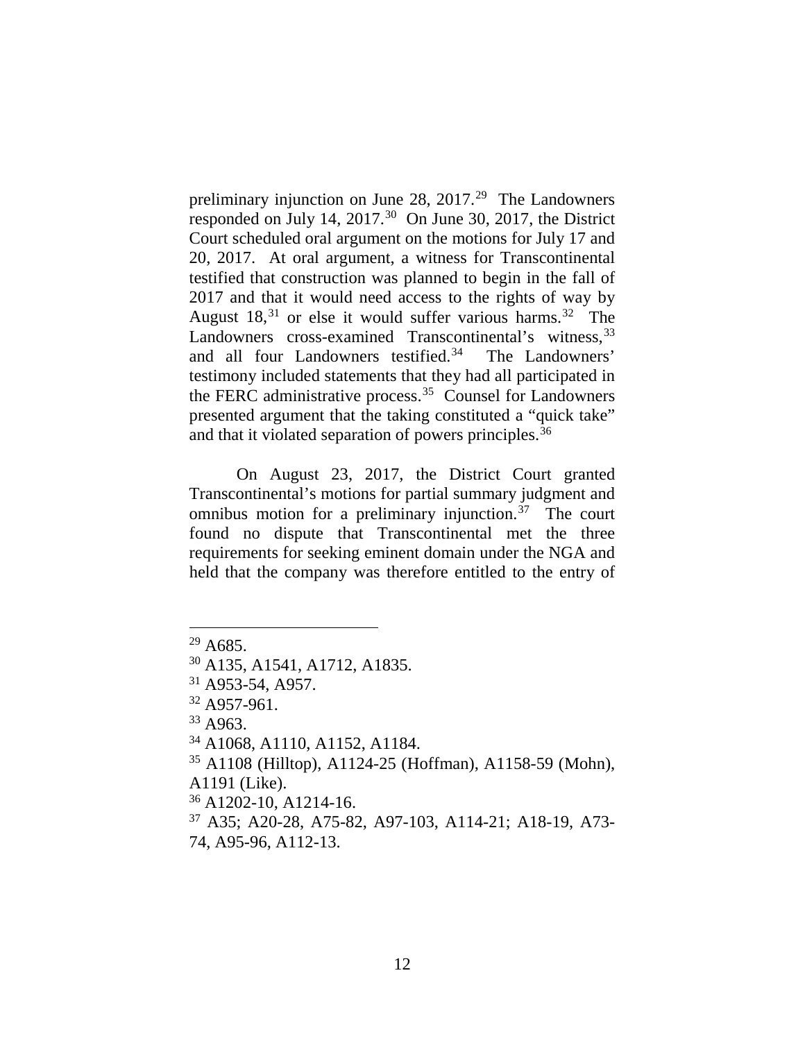preliminary injunction on June 28, 2017.[29] The Landowners responded on July 14, 2017.[30] On June 30, 2017, the District Court scheduled oral argument on the motions for July 17 and 20, 2017. At oral argument, a witness for Transcontinental testified that construction was planned to begin in the fall of 2017 and that it would need access to the rights of way by August 18,[31] or else it would suffer various harms.[32] The Landowners cross-examined Transcontinental's witness,[33] and all four Landowners testified.[34] The Landowners' testimony included statements that they had all participated in the FERC administrative process.[35] Counsel for Landowners presented argument that the taking constituted a "quick take" and that it violated separation of powers principles.[36]

On August 23, 2017, the District Court granted Transcontinental's motions for partial summary judgment and omnibus motion for a preliminary injunction.[37] The court found no dispute that Transcontinental met the three requirements for seeking eminent domain under the NGA and held that the company was therefore entitled to the entry of

---

[29] A685.

[30] A135, A1541, A1712, A1835.

[31] A953-54, A957.

[32] A957-961.

[33] A963.

[34] A1068, A1110, A1152, A1184.

[35] A1108 (Hilltop), A1124-25 (Hoffman), A1158-59 (Mohn), A1191 (Like).

[36] A1202-10, A1214-16.

[37] A35; A20-28, A75-82, A97-103, A114-21; A18-19, A73-74, A95-96, A112-13.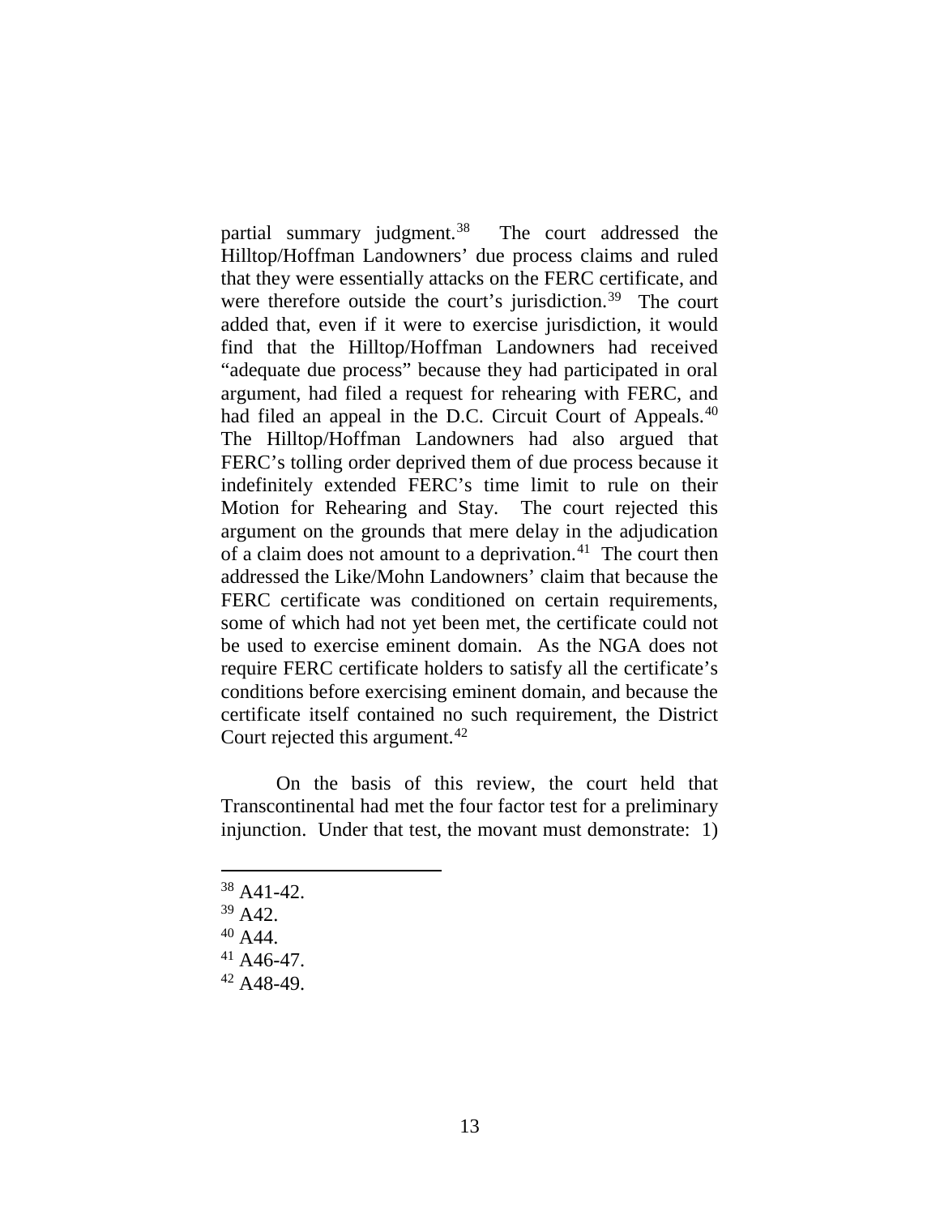partial summary judgment.[38] The court addressed the Hilltop/Hoffman Landowners' due process claims and ruled that they were essentially attacks on the FERC certificate, and were therefore outside the court's jurisdiction.[39] The court added that, even if it were to exercise jurisdiction, it would find that the Hilltop/Hoffman Landowners had received "adequate due process" because they had participated in oral argument, had filed a request for rehearing with FERC, and had filed an appeal in the D.C. Circuit Court of Appeals.[40] The Hilltop/Hoffman Landowners had also argued that FERC's tolling order deprived them of due process because it indefinitely extended FERC's time limit to rule on their Motion for Rehearing and Stay. The court rejected this argument on the grounds that mere delay in the adjudication of a claim does not amount to a deprivation.[41] The court then addressed the Like/Mohn Landowners' claim that because the FERC certificate was conditioned on certain requirements, some of which had not yet been met, the certificate could not be used to exercise eminent domain. As the NGA does not require FERC certificate holders to satisfy all the certificate's conditions before exercising eminent domain, and because the certificate itself contained no such requirement, the District Court rejected this argument.[42]

On the basis of this review, the court held that Transcontinental had met the four factor test for a preliminary injunction. Under that test, the movant must demonstrate: 1)

---

[38] A41-42.

[39] A42.

[40] A44.

[41] A46-47.

[42] A48-49.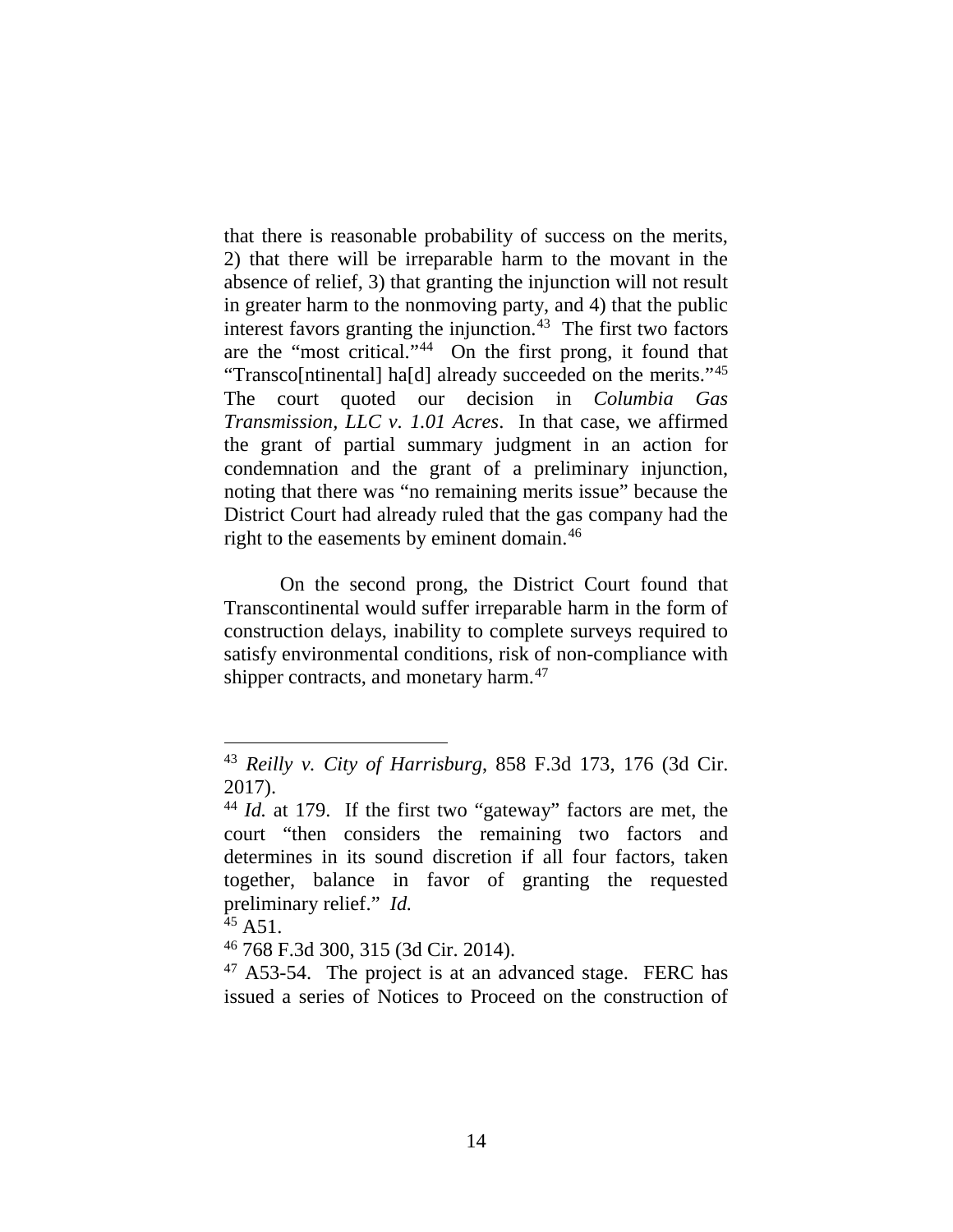that there is reasonable probability of success on the merits, 2) that there will be irreparable harm to the movant in the absence of relief, 3) that granting the injunction will not result in greater harm to the nonmoving party, and 4) that the public interest favors granting the injunction.[43] The first two factors are the "most critical."[44] On the first prong, it found that "Transco[ntinental] ha[d] already succeeded on the merits."[45] The court quoted our decision in *Columbia Gas Transmission, LLC v. 1.01 Acres*. In that case, we affirmed the grant of partial summary judgment in an action for condemnation and the grant of a preliminary injunction, noting that there was "no remaining merits issue" because the District Court had already ruled that the gas company had the right to the easements by eminent domain.[46]

On the second prong, the District Court found that Transcontinental would suffer irreparable harm in the form of construction delays, inability to complete surveys required to satisfy environmental conditions, risk of non-compliance with shipper contracts, and monetary harm.[47]

---

[43] *Reilly v. City of Harrisburg*, 858 F.3d 173, 176 (3d Cir. 2017).

[44] *Id.* at 179. If the first two "gateway" factors are met, the court "then considers the remaining two factors and determines in its sound discretion if all four factors, taken together, balance in favor of granting the requested preliminary relief." *Id.*

[45] A51.

[46] 768 F.3d 300, 315 (3d Cir. 2014).

[47] A53-54. The project is at an advanced stage. FERC has issued a series of Notices to Proceed on the construction of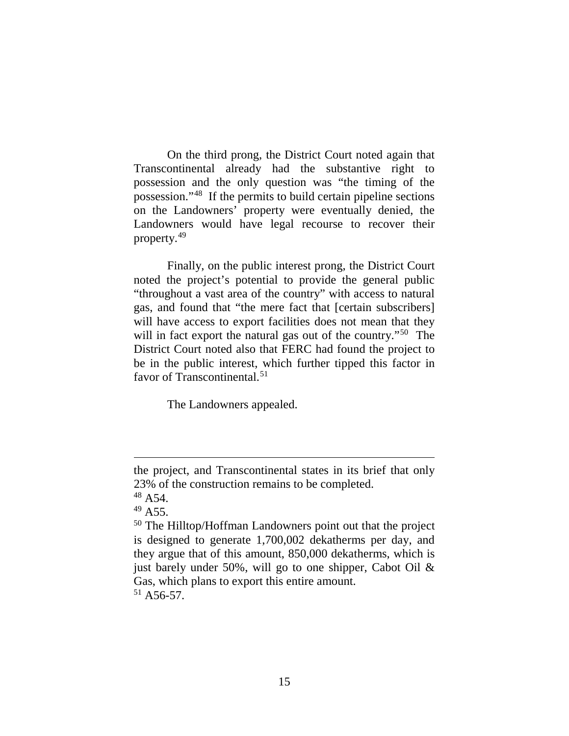On the third prong, the District Court noted again that Transcontinental already had the substantive right to possession and the only question was "the timing of the possession."[48] If the permits to build certain pipeline sections on the Landowners' property were eventually denied, the Landowners would have legal recourse to recover their property.[49]

Finally, on the public interest prong, the District Court noted the project's potential to provide the general public "throughout a vast area of the country" with access to natural gas, and found that "the mere fact that [certain subscribers] will have access to export facilities does not mean that they will in fact export the natural gas out of the country."[50] The District Court noted also that FERC had found the project to be in the public interest, which further tipped this factor in favor of Transcontinental.[51]

The Landowners appealed.

---

the project, and Transcontinental states in its brief that only 23% of the construction remains to be completed.

[48] A54.

[49] A55.

[50] The Hilltop/Hoffman Landowners point out that the project is designed to generate 1,700,002 dekatherms per day, and they argue that of this amount, 850,000 dekatherms, which is just barely under 50%, will go to one shipper, Cabot Oil & Gas, which plans to export this entire amount.

[51] A56-57.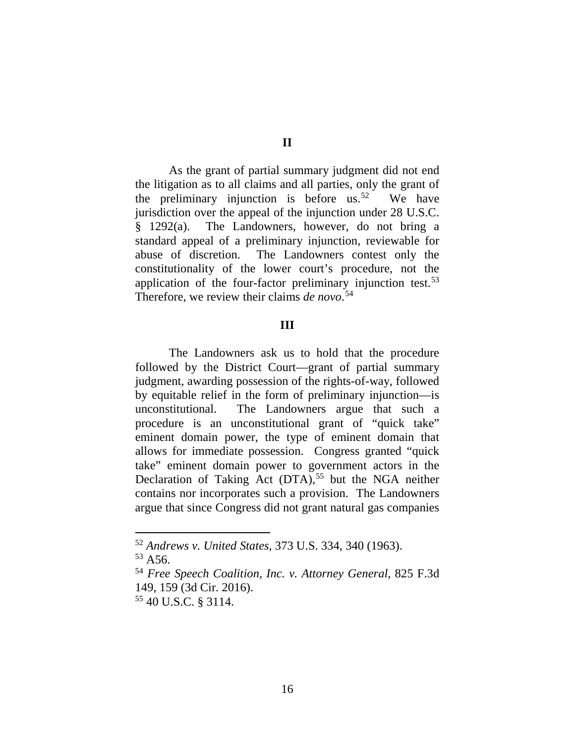## II

As the grant of partial summary judgment did not end the litigation as to all claims and all parties, only the grant of the preliminary injunction is before us.[52] We have jurisdiction over the appeal of the injunction under 28 U.S.C. § 1292(a). The Landowners, however, do not bring a standard appeal of a preliminary injunction, reviewable for abuse of discretion. The Landowners contest only the constitutionality of the lower court's procedure, not the application of the four-factor preliminary injunction test.[53] Therefore, we review their claims *de novo*.[54]

## III

The Landowners ask us to hold that the procedure followed by the District Court—grant of partial summary judgment, awarding possession of the rights-of-way, followed by equitable relief in the form of preliminary injunction—is unconstitutional. The Landowners argue that such a procedure is an unconstitutional grant of "quick take" eminent domain power, the type of eminent domain that allows for immediate possession. Congress granted "quick take" eminent domain power to government actors in the Declaration of Taking Act (DTA),[55] but the NGA neither contains nor incorporates such a provision. The Landowners argue that since Congress did not grant natural gas companies

---

[52] *Andrews v. United States*, 373 U.S. 334, 340 (1963).

[53] A56.

[54] *Free Speech Coalition, Inc. v. Attorney General*, 825 F.3d 149, 159 (3d Cir. 2016).

[55] 40 U.S.C. § 3114.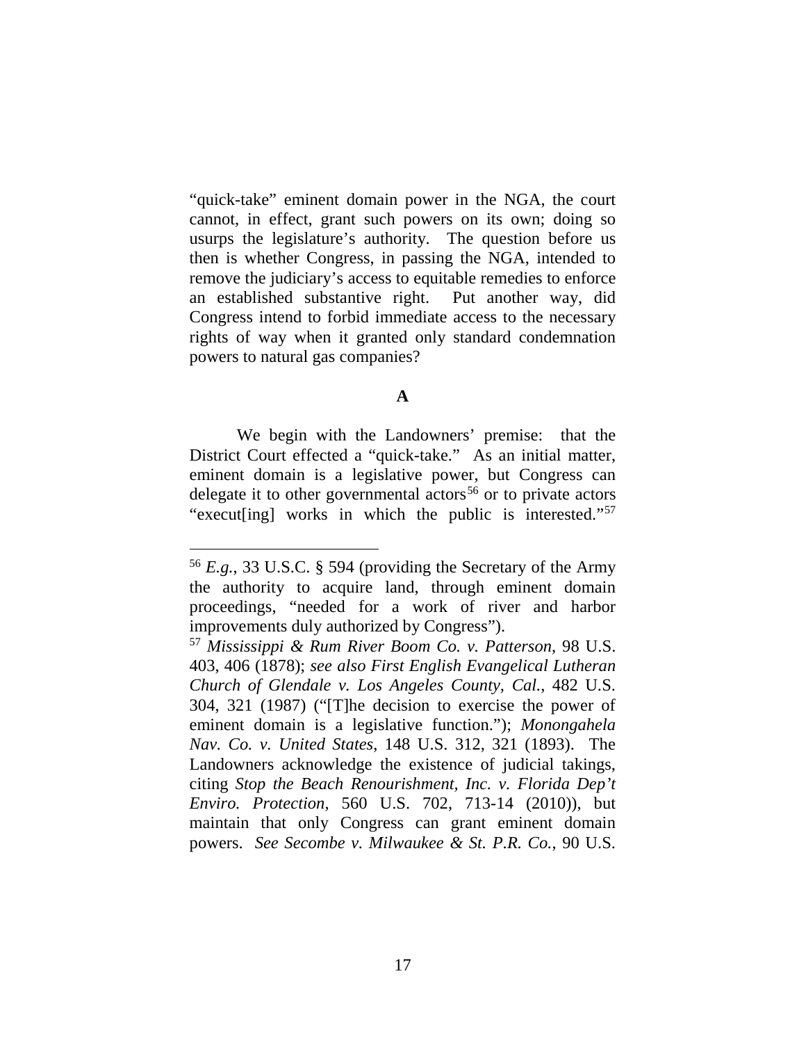"quick-take" eminent domain power in the NGA, the court cannot, in effect, grant such powers on its own; doing so usurps the legislature's authority. The question before us then is whether Congress, in passing the NGA, intended to remove the judiciary's access to equitable remedies to enforce an established substantive right. Put another way, did Congress intend to forbid immediate access to the necessary rights of way when it granted only standard condemnation powers to natural gas companies?

**A**

We begin with the Landowners' premise: that the District Court effected a "quick-take." As an initial matter, eminent domain is a legislative power, but Congress can delegate it to other governmental actors[56] or to private actors "execut[ing] works in which the public is interested."[57]

---

[56] *E.g.*, 33 U.S.C. § 594 (providing the Secretary of the Army the authority to acquire land, through eminent domain proceedings, "needed for a work of river and harbor improvements duly authorized by Congress").

[57] *Mississippi & Rum River Boom Co. v. Patterson*, 98 U.S. 403, 406 (1878); *see also First English Evangelical Lutheran Church of Glendale v. Los Angeles County, Cal.*, 482 U.S. 304, 321 (1987) ("[T]he decision to exercise the power of eminent domain is a legislative function."); *Monongahela Nav. Co. v. United States*, 148 U.S. 312, 321 (1893). The Landowners acknowledge the existence of judicial takings, citing *Stop the Beach Renourishment, Inc. v. Florida Dep't Enviro. Protection*, 560 U.S. 702, 713-14 (2010)), but maintain that only Congress can grant eminent domain powers. *See Secombe v. Milwaukee & St. P.R. Co.*, 90 U.S.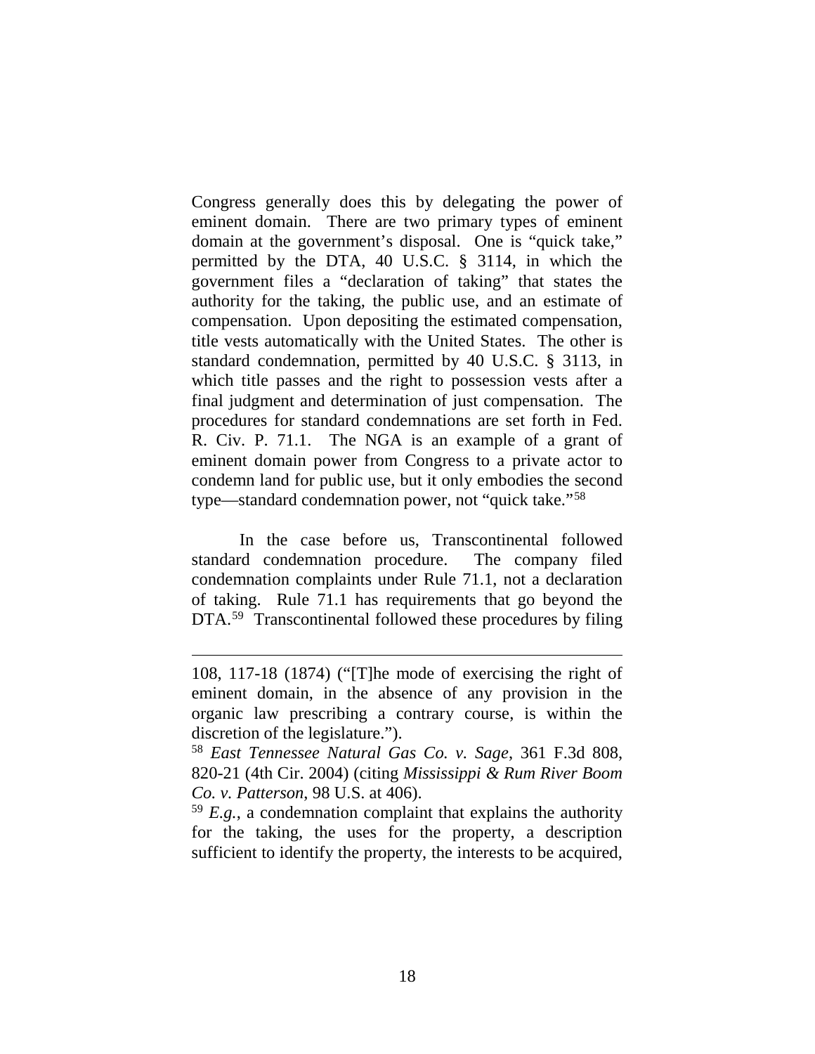Congress generally does this by delegating the power of eminent domain. There are two primary types of eminent domain at the government's disposal. One is "quick take," permitted by the DTA, 40 U.S.C. § 3114, in which the government files a "declaration of taking" that states the authority for the taking, the public use, and an estimate of compensation. Upon depositing the estimated compensation, title vests automatically with the United States. The other is standard condemnation, permitted by 40 U.S.C. § 3113, in which title passes and the right to possession vests after a final judgment and determination of just compensation. The procedures for standard condemnations are set forth in Fed. R. Civ. P. 71.1. The NGA is an example of a grant of eminent domain power from Congress to a private actor to condemn land for public use, but it only embodies the second type—standard condemnation power, not "quick take."[58]

In the case before us, Transcontinental followed standard condemnation procedure. The company filed condemnation complaints under Rule 71.1, not a declaration of taking. Rule 71.1 has requirements that go beyond the DTA.[59] Transcontinental followed these procedures by filing

---

108, 117-18 (1874) ("[T]he mode of exercising the right of eminent domain, in the absence of any provision in the organic law prescribing a contrary course, is within the discretion of the legislature.").

[58] *East Tennessee Natural Gas Co. v. Sage*, 361 F.3d 808, 820-21 (4th Cir. 2004) (citing *Mississippi & Rum River Boom Co. v. Patterson*, 98 U.S. at 406).

[59] *E.g.*, a condemnation complaint that explains the authority for the taking, the uses for the property, a description sufficient to identify the property, the interests to be acquired,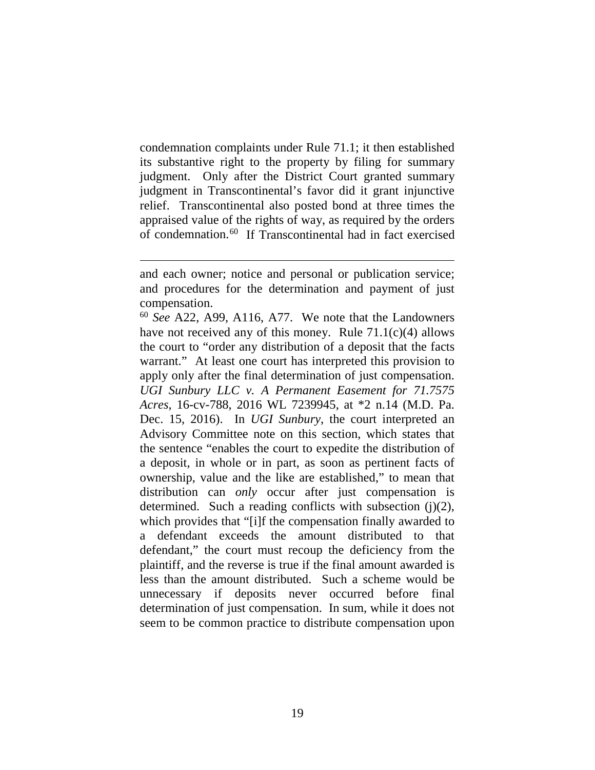condemnation complaints under Rule 71.1; it then established its substantive right to the property by filing for summary judgment. Only after the District Court granted summary judgment in Transcontinental's favor did it grant injunctive relief. Transcontinental also posted bond at three times the appraised value of the rights of way, as required by the orders of condemnation.[60] If Transcontinental had in fact exercised

---

and each owner; notice and personal or publication service; and procedures for the determination and payment of just compensation.

[60] *See* A22, A99, A116, A77. We note that the Landowners have not received any of this money. Rule 71.1(c)(4) allows the court to "order any distribution of a deposit that the facts warrant." At least one court has interpreted this provision to apply only after the final determination of just compensation. *UGI Sunbury LLC v. A Permanent Easement for 71.7575 Acres*, 16-cv-788, 2016 WL 7239945, at *2 n.14 (M.D. Pa. Dec. 15, 2016). In *UGI Sunbury*, the court interpreted an Advisory Committee note on this section, which states that the sentence "enables the court to expedite the distribution of a deposit, in whole or in part, as soon as pertinent facts of ownership, value and the like are established," to mean that distribution can *only* occur after just compensation is determined. Such a reading conflicts with subsection (j)(2), which provides that "[i]f the compensation finally awarded to a defendant exceeds the amount distributed to that defendant," the court must recoup the deficiency from the plaintiff, and the reverse is true if the final amount awarded is less than the amount distributed. Such a scheme would be unnecessary if deposits never occurred before final determination of just compensation. In sum, while it does not seem to be common practice to distribute compensation upon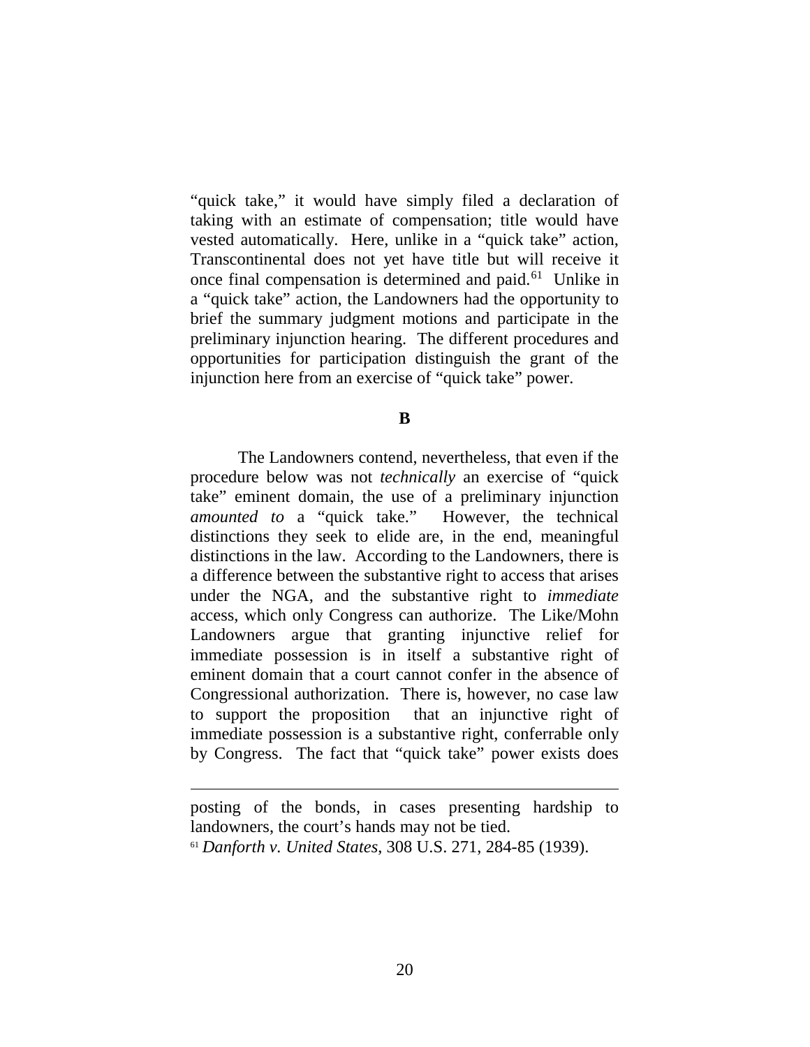"quick take," it would have simply filed a declaration of taking with an estimate of compensation; title would have vested automatically. Here, unlike in a "quick take" action, Transcontinental does not yet have title but will receive it once final compensation is determined and paid.[61] Unlike in a "quick take" action, the Landowners had the opportunity to brief the summary judgment motions and participate in the preliminary injunction hearing. The different procedures and opportunities for participation distinguish the grant of the injunction here from an exercise of "quick take" power.

**B**

The Landowners contend, nevertheless, that even if the procedure below was not *technically* an exercise of "quick take" eminent domain, the use of a preliminary injunction *amounted to* a "quick take." However, the technical distinctions they seek to elide are, in the end, meaningful distinctions in the law. According to the Landowners, there is a difference between the substantive right to access that arises under the NGA, and the substantive right to *immediate* access, which only Congress can authorize. The Like/Mohn Landowners argue that granting injunctive relief for immediate possession is in itself a substantive right of eminent domain that a court cannot confer in the absence of Congressional authorization. There is, however, no case law to support the proposition that an injunctive right of immediate possession is a substantive right, conferrable only by Congress. The fact that "quick take" power exists does

---

posting of the bonds, in cases presenting hardship to landowners, the court's hands may not be tied.

[61] *Danforth v. United States*, 308 U.S. 271, 284-85 (1939).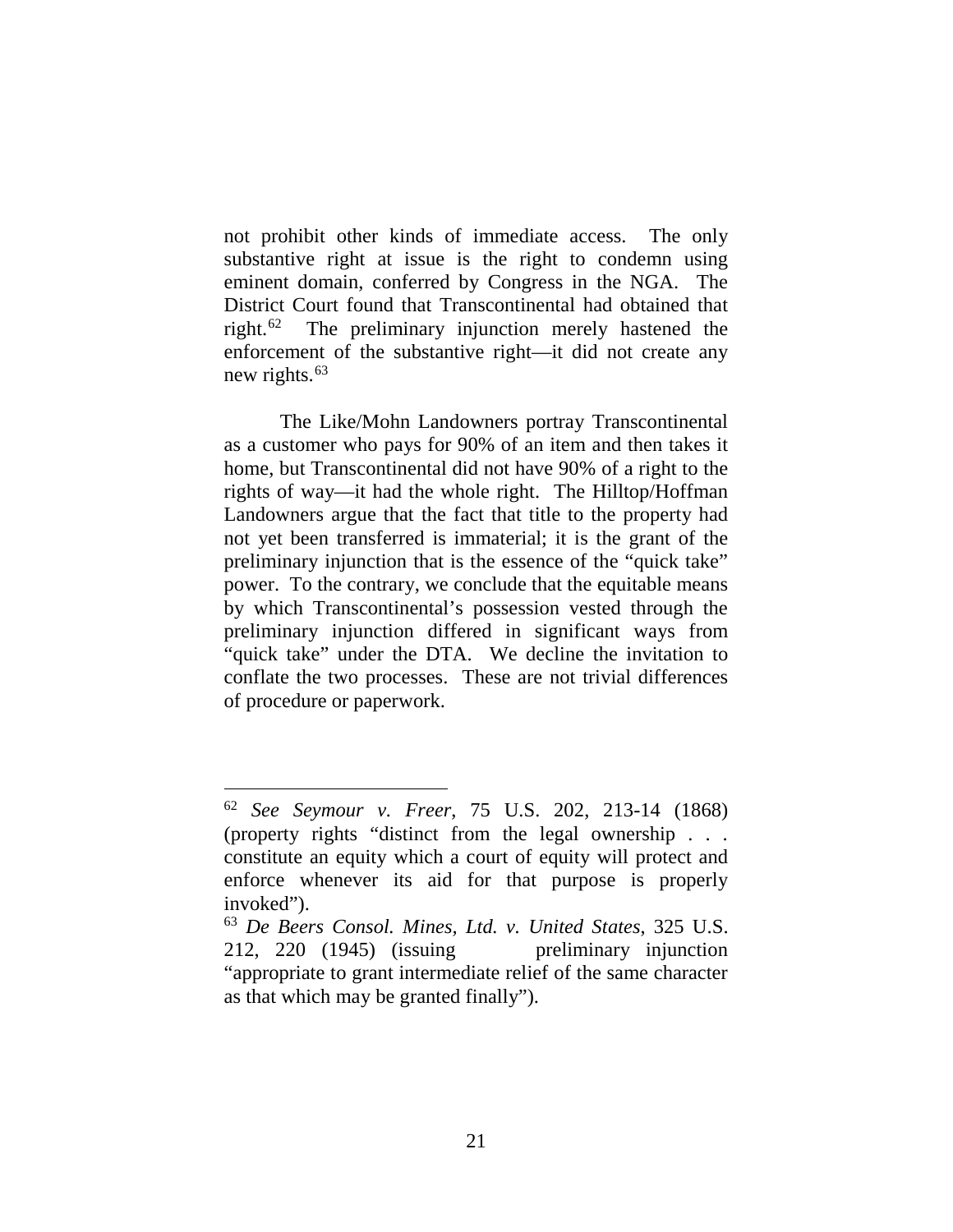not prohibit other kinds of immediate access. The only substantive right at issue is the right to condemn using eminent domain, conferred by Congress in the NGA. The District Court found that Transcontinental had obtained that right.[62] The preliminary injunction merely hastened the enforcement of the substantive right—it did not create any new rights.[63]

The Like/Mohn Landowners portray Transcontinental as a customer who pays for 90% of an item and then takes it home, but Transcontinental did not have 90% of a right to the rights of way—it had the whole right. The Hilltop/Hoffman Landowners argue that the fact that title to the property had not yet been transferred is immaterial; it is the grant of the preliminary injunction that is the essence of the "quick take" power. To the contrary, we conclude that the equitable means by which Transcontinental's possession vested through the preliminary injunction differed in significant ways from "quick take" under the DTA. We decline the invitation to conflate the two processes. These are not trivial differences of procedure or paperwork.

---

[62] *See Seymour v. Freer*, 75 U.S. 202, 213-14 (1868) (property rights "distinct from the legal ownership . . . constitute an equity which a court of equity will protect and enforce whenever its aid for that purpose is properly invoked").

[63] *De Beers Consol. Mines, Ltd. v. United States*, 325 U.S. 212, 220 (1945) (issuing preliminary injunction "appropriate to grant intermediate relief of the same character as that which may be granted finally").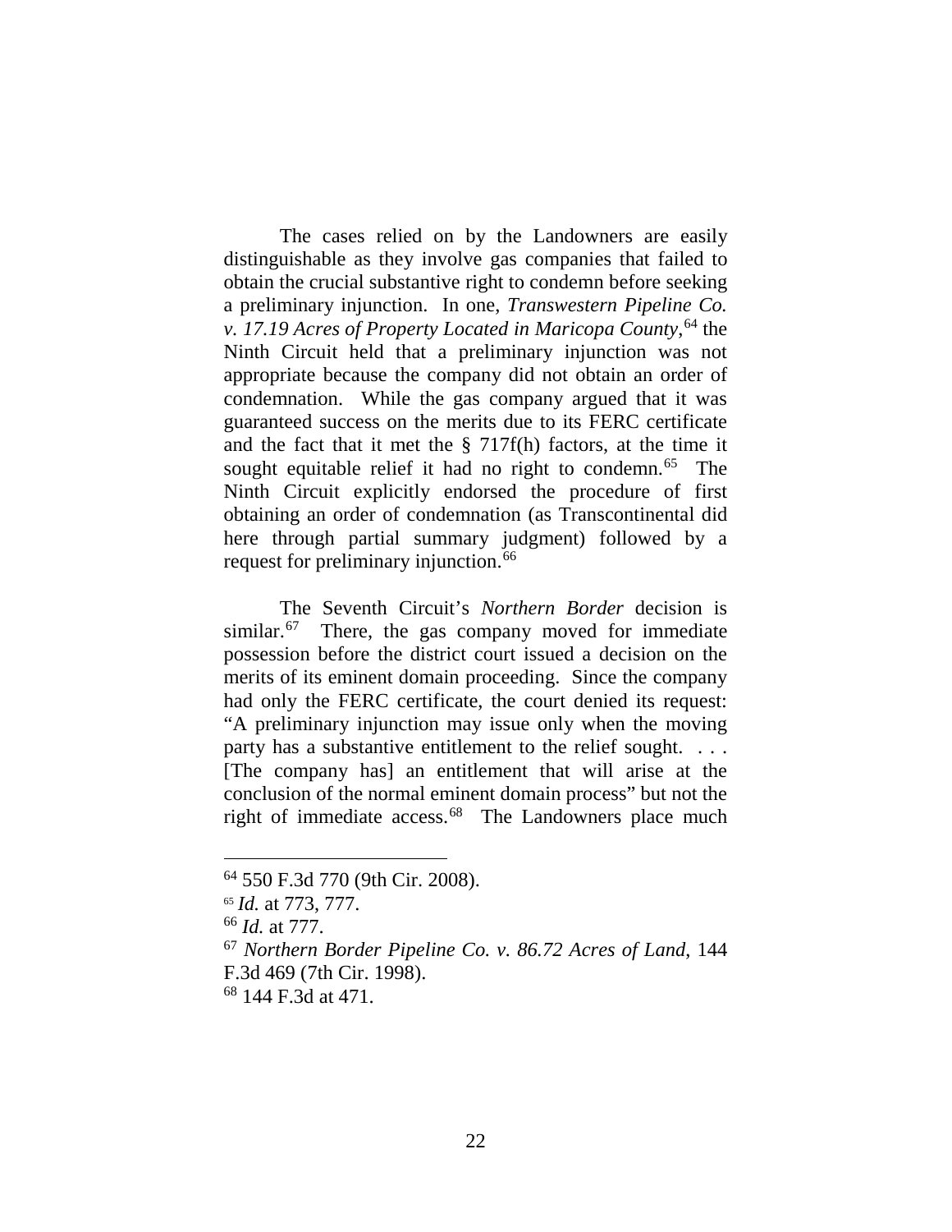The cases relied on by the Landowners are easily distinguishable as they involve gas companies that failed to obtain the crucial substantive right to condemn before seeking a preliminary injunction. In one, *Transwestern Pipeline Co. v. 17.19 Acres of Property Located in Maricopa County*,[64] the Ninth Circuit held that a preliminary injunction was not appropriate because the company did not obtain an order of condemnation. While the gas company argued that it was guaranteed success on the merits due to its FERC certificate and the fact that it met the § 717f(h) factors, at the time it sought equitable relief it had no right to condemn.[65] The Ninth Circuit explicitly endorsed the procedure of first obtaining an order of condemnation (as Transcontinental did here through partial summary judgment) followed by a request for preliminary injunction.[66]

The Seventh Circuit's *Northern Border* decision is similar.[67] There, the gas company moved for immediate possession before the district court issued a decision on the merits of its eminent domain proceeding. Since the company had only the FERC certificate, the court denied its request: "A preliminary injunction may issue only when the moving party has a substantive entitlement to the relief sought. . . . [The company has] an entitlement that will arise at the conclusion of the normal eminent domain process" but not the right of immediate access.[68] The Landowners place much

---

[64] 550 F.3d 770 (9th Cir. 2008).

[65] *Id.* at 773, 777.

[66] *Id.* at 777.

[67] *Northern Border Pipeline Co. v. 86.72 Acres of Land*, 144 F.3d 469 (7th Cir. 1998).

[68] 144 F.3d at 471.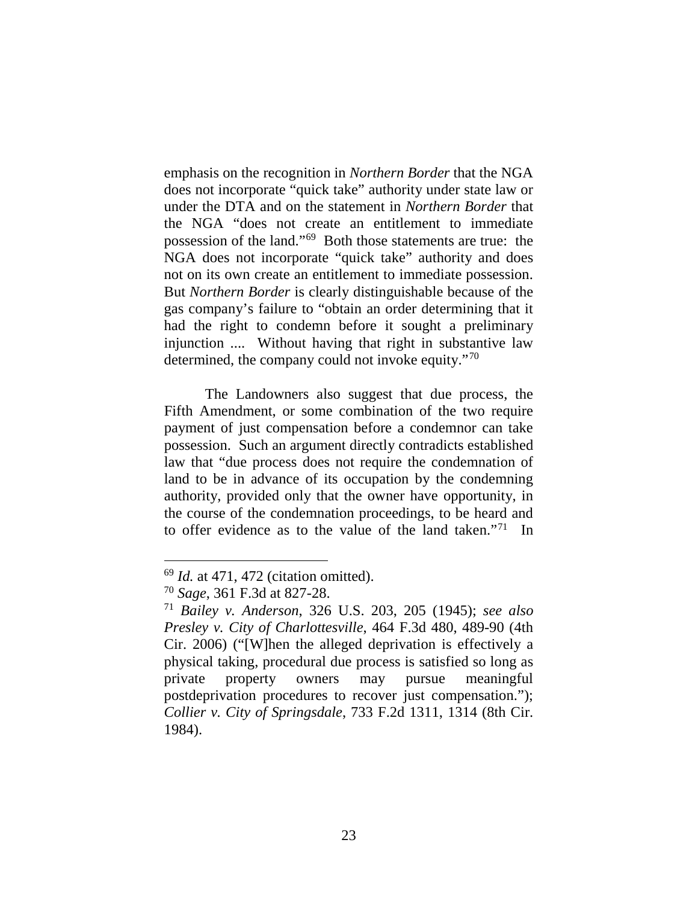emphasis on the recognition in *Northern Border* that the NGA does not incorporate "quick take" authority under state law or under the DTA and on the statement in *Northern Border* that the NGA "does not create an entitlement to immediate possession of the land."[69] Both those statements are true: the NGA does not incorporate "quick take" authority and does not on its own create an entitlement to immediate possession. But *Northern Border* is clearly distinguishable because of the gas company's failure to "obtain an order determining that it had the right to condemn before it sought a preliminary injunction .... Without having that right in substantive law determined, the company could not invoke equity."[70]

The Landowners also suggest that due process, the Fifth Amendment, or some combination of the two require payment of just compensation before a condemnor can take possession. Such an argument directly contradicts established law that "due process does not require the condemnation of land to be in advance of its occupation by the condemning authority, provided only that the owner have opportunity, in the course of the condemnation proceedings, to be heard and to offer evidence as to the value of the land taken."[71] In

---

[69] *Id.* at 471, 472 (citation omitted).

[70] *Sage*, 361 F.3d at 827-28.

[71] *Bailey v. Anderson*, 326 U.S. 203, 205 (1945); *see also Presley v. City of Charlottesville*, 464 F.3d 480, 489-90 (4th Cir. 2006) ("[W]hen the alleged deprivation is effectively a physical taking, procedural due process is satisfied so long as private property owners may pursue meaningful postdeprivation procedures to recover just compensation."); *Collier v. City of Springsdale*, 733 F.2d 1311, 1314 (8th Cir. 1984).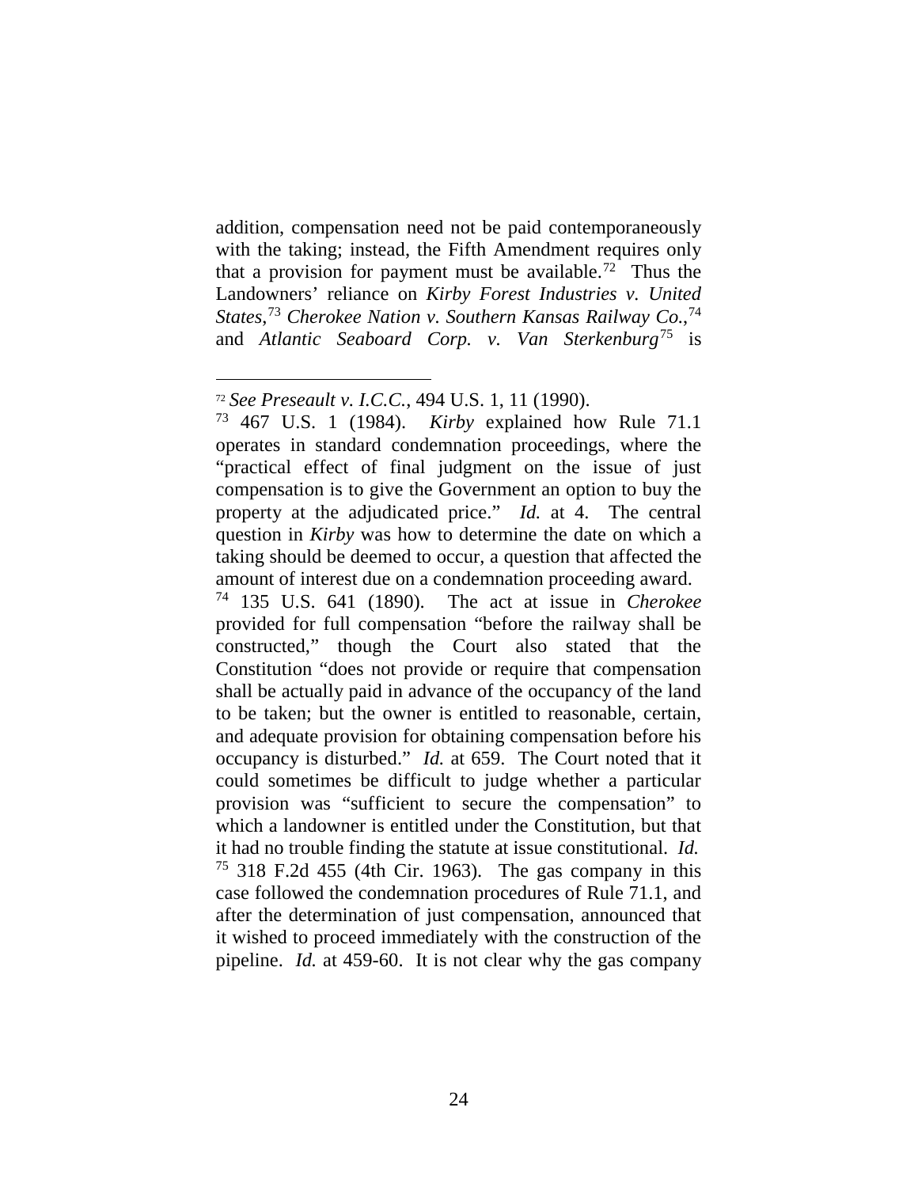addition, compensation need not be paid contemporaneously with the taking; instead, the Fifth Amendment requires only that a provision for payment must be available.[72] Thus the Landowners' reliance on *Kirby Forest Industries v. United States*,[73] *Cherokee Nation v. Southern Kansas Railway Co.*,[74] and *Atlantic Seaboard Corp. v. Van Sterkenburg*[75] is

---

[72] *See Preseault v. I.C.C.*, 494 U.S. 1, 11 (1990).

[73] 467 U.S. 1 (1984). *Kirby* explained how Rule 71.1 operates in standard condemnation proceedings, where the "practical effect of final judgment on the issue of just compensation is to give the Government an option to buy the property at the adjudicated price." *Id.* at 4. The central question in *Kirby* was how to determine the date on which a taking should be deemed to occur, a question that affected the amount of interest due on a condemnation proceeding award.

[74] 135 U.S. 641 (1890). The act at issue in *Cherokee* provided for full compensation "before the railway shall be constructed," though the Court also stated that the Constitution "does not provide or require that compensation shall be actually paid in advance of the occupancy of the land to be taken; but the owner is entitled to reasonable, certain, and adequate provision for obtaining compensation before his occupancy is disturbed." *Id.* at 659. The Court noted that it could sometimes be difficult to judge whether a particular provision was "sufficient to secure the compensation" to which a landowner is entitled under the Constitution, but that it had no trouble finding the statute at issue constitutional. *Id.*

[75] 318 F.2d 455 (4th Cir. 1963). The gas company in this case followed the condemnation procedures of Rule 71.1, and after the determination of just compensation, announced that it wished to proceed immediately with the construction of the pipeline. *Id.* at 459-60. It is not clear why the gas company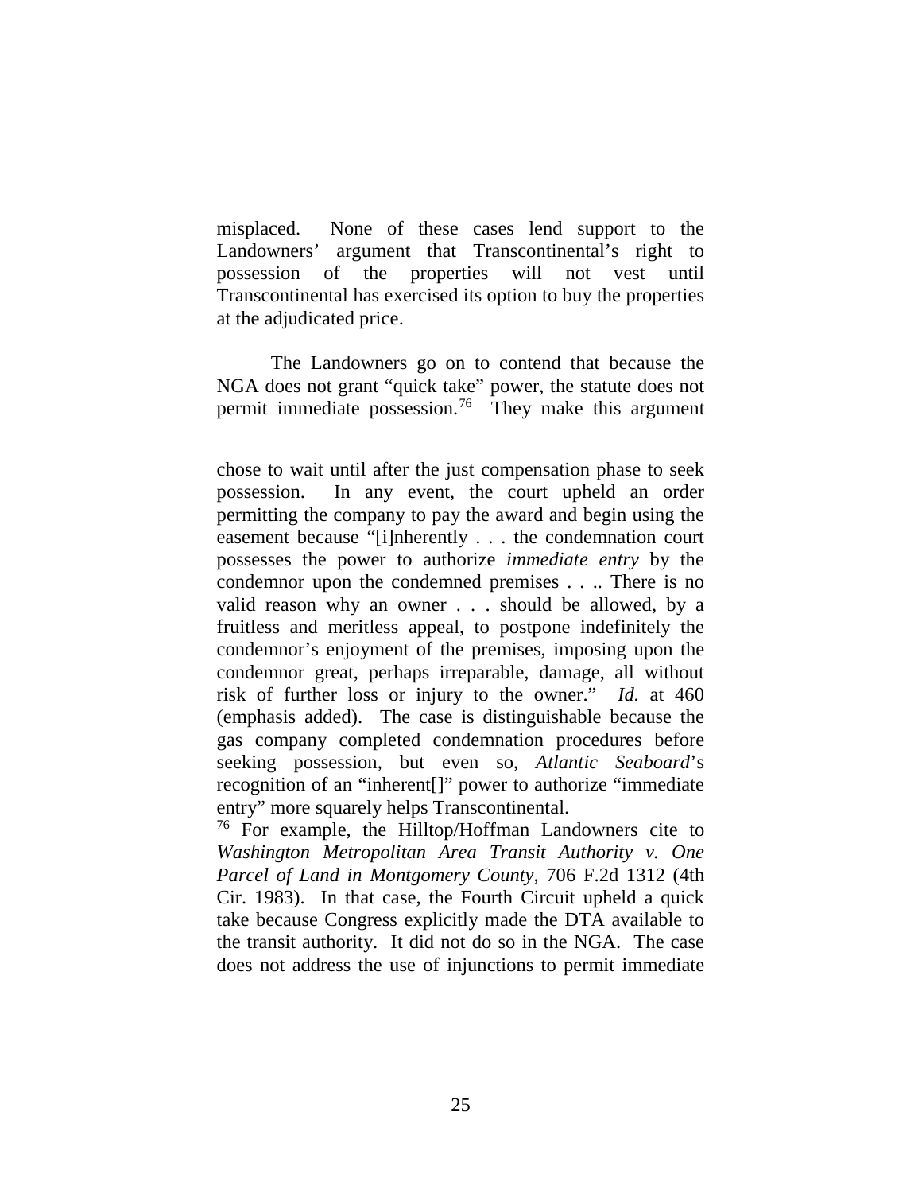misplaced. None of these cases lend support to the Landowners' argument that Transcontinental's right to possession of the properties will not vest until Transcontinental has exercised its option to buy the properties at the adjudicated price.

The Landowners go on to contend that because the NGA does not grant "quick take" power, the statute does not permit immediate possession.[76] They make this argument

---

chose to wait until after the just compensation phase to seek possession. In any event, the court upheld an order permitting the company to pay the award and begin using the easement because "[i]nherently . . . the condemnation court possesses the power to authorize *immediate entry* by the condemnor upon the condemned premises . . .. There is no valid reason why an owner . . . should be allowed, by a fruitless and meritless appeal, to postpone indefinitely the condemnor's enjoyment of the premises, imposing upon the condemnor great, perhaps irreparable, damage, all without risk of further loss or injury to the owner." *Id.* at 460 (emphasis added). The case is distinguishable because the gas company completed condemnation procedures before seeking possession, but even so, *Atlantic Seaboard*'s recognition of an "inherent[]" power to authorize "immediate entry" more squarely helps Transcontinental.

[76] For example, the Hilltop/Hoffman Landowners cite to *Washington Metropolitan Area Transit Authority v. One Parcel of Land in Montgomery County*, 706 F.2d 1312 (4th Cir. 1983). In that case, the Fourth Circuit upheld a quick take because Congress explicitly made the DTA available to the transit authority. It did not do so in the NGA. The case does not address the use of injunctions to permit immediate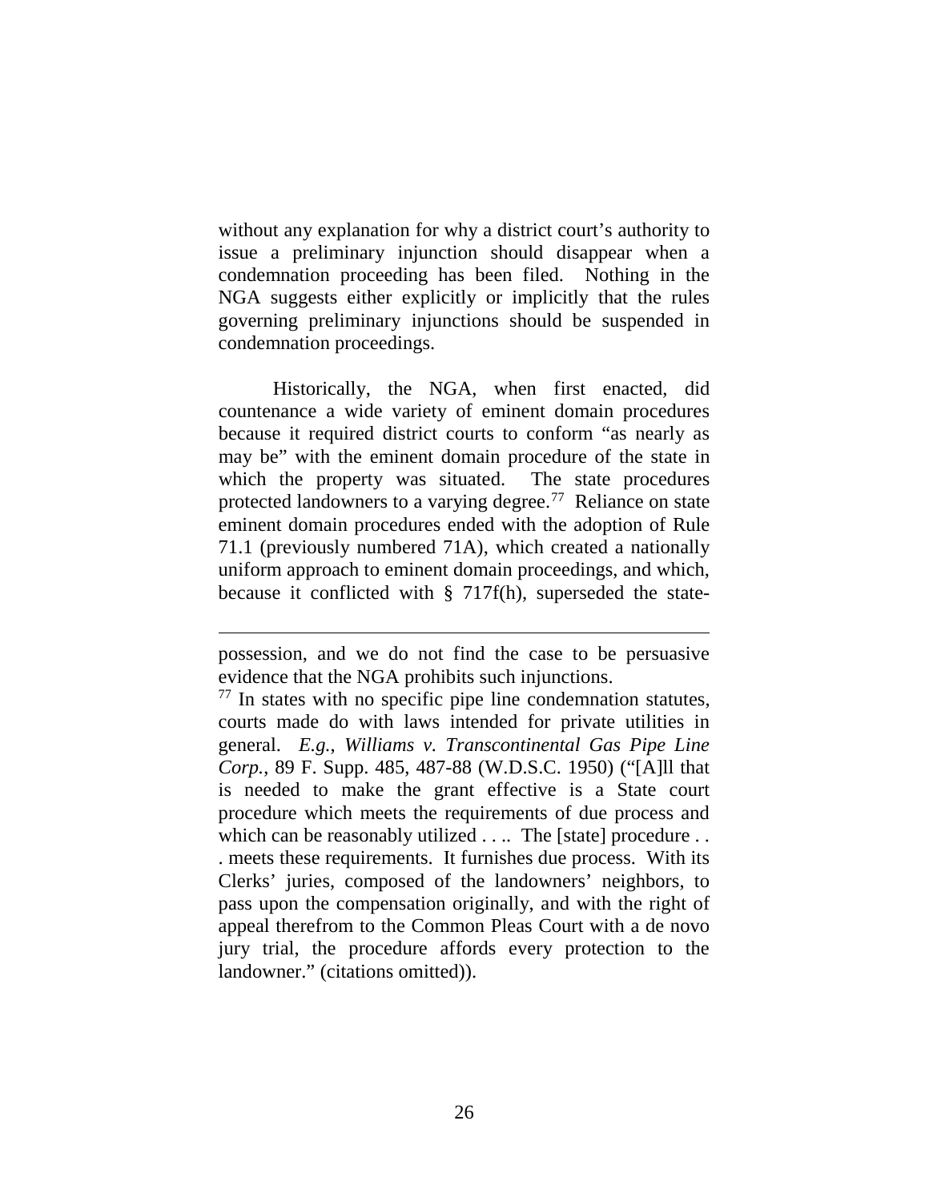without any explanation for why a district court's authority to issue a preliminary injunction should disappear when a condemnation proceeding has been filed. Nothing in the NGA suggests either explicitly or implicitly that the rules governing preliminary injunctions should be suspended in condemnation proceedings.

Historically, the NGA, when first enacted, did countenance a wide variety of eminent domain procedures because it required district courts to conform "as nearly as may be" with the eminent domain procedure of the state in which the property was situated. The state procedures protected landowners to a varying degree.[77] Reliance on state eminent domain procedures ended with the adoption of Rule 71.1 (previously numbered 71A), which created a nationally uniform approach to eminent domain proceedings, and which, because it conflicted with § 717f(h), superseded the state-

---

possession, and we do not find the case to be persuasive evidence that the NGA prohibits such injunctions.

[77] In states with no specific pipe line condemnation statutes, courts made do with laws intended for private utilities in general. *E.g.*, *Williams v. Transcontinental Gas Pipe Line Corp.*, 89 F. Supp. 485, 487-88 (W.D.S.C. 1950) ("[A]ll that is needed to make the grant effective is a State court procedure which meets the requirements of due process and which can be reasonably utilized . . .. The [state] procedure . . . meets these requirements. It furnishes due process. With its Clerks' juries, composed of the landowners' neighbors, to pass upon the compensation originally, and with the right of appeal therefrom to the Common Pleas Court with a de novo jury trial, the procedure affords every protection to the landowner." (citations omitted)).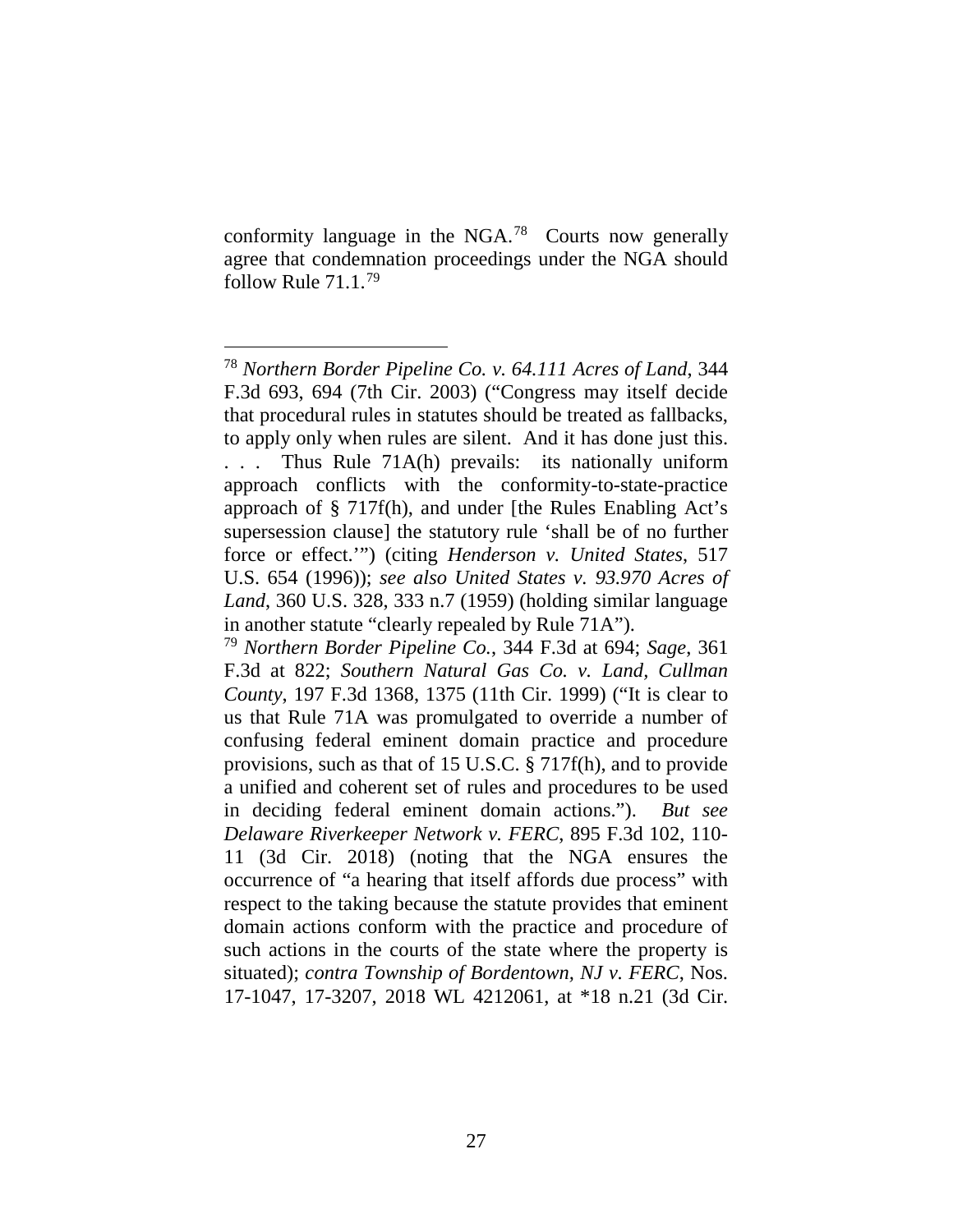conformity language in the NGA.[78] Courts now generally agree that condemnation proceedings under the NGA should follow Rule 71.1.[79]

---

[78] *Northern Border Pipeline Co. v. 64.111 Acres of Land*, 344 F.3d 693, 694 (7th Cir. 2003) ("Congress may itself decide that procedural rules in statutes should be treated as fallbacks, to apply only when rules are silent. And it has done just this. . . . Thus Rule 71A(h) prevails: its nationally uniform approach conflicts with the conformity-to-state-practice approach of § 717f(h), and under [the Rules Enabling Act's supersession clause] the statutory rule 'shall be of no further force or effect.'") (citing *Henderson v. United States*, 517 U.S. 654 (1996)); *see also United States v. 93.970 Acres of Land*, 360 U.S. 328, 333 n.7 (1959) (holding similar language in another statute "clearly repealed by Rule 71A").

[79] *Northern Border Pipeline Co.*, 344 F.3d at 694; *Sage*, 361 F.3d at 822; *Southern Natural Gas Co. v. Land, Cullman County*, 197 F.3d 1368, 1375 (11th Cir. 1999) ("It is clear to us that Rule 71A was promulgated to override a number of confusing federal eminent domain practice and procedure provisions, such as that of 15 U.S.C. § 717f(h), and to provide a unified and coherent set of rules and procedures to be used in deciding federal eminent domain actions."). *But see Delaware Riverkeeper Network v. FERC*, 895 F.3d 102, 110-11 (3d Cir. 2018) (noting that the NGA ensures the occurrence of "a hearing that itself affords due process" with respect to the taking because the statute provides that eminent domain actions conform with the practice and procedure of such actions in the courts of the state where the property is situated); *contra Township of Bordentown, NJ v. FERC*, Nos. 17-1047, 17-3207, 2018 WL 4212061, at *18 n.21 (3d Cir.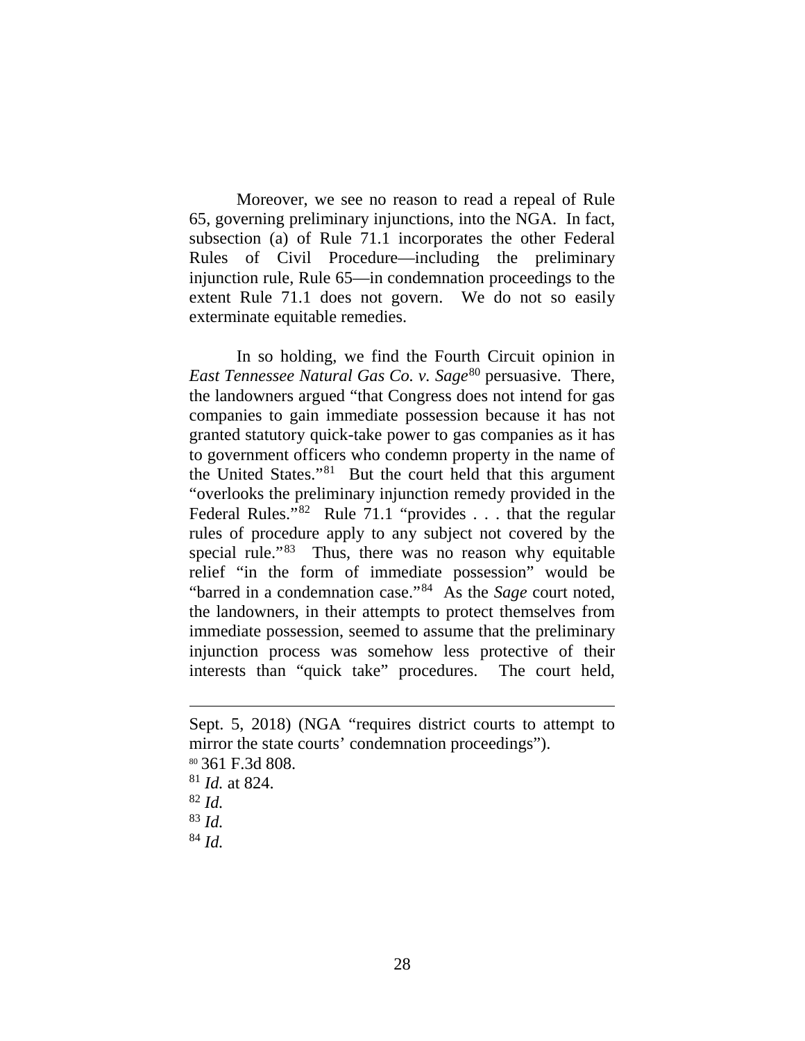Moreover, we see no reason to read a repeal of Rule 65, governing preliminary injunctions, into the NGA. In fact, subsection (a) of Rule 71.1 incorporates the other Federal Rules of Civil Procedure—including the preliminary injunction rule, Rule 65—in condemnation proceedings to the extent Rule 71.1 does not govern. We do not so easily exterminate equitable remedies.

In so holding, we find the Fourth Circuit opinion in *East Tennessee Natural Gas Co. v. Sage*[80] persuasive. There, the landowners argued "that Congress does not intend for gas companies to gain immediate possession because it has not granted statutory quick-take power to gas companies as it has to government officers who condemn property in the name of the United States."[81] But the court held that this argument "overlooks the preliminary injunction remedy provided in the Federal Rules."[82] Rule 71.1 "provides . . . that the regular rules of procedure apply to any subject not covered by the special rule."[83] Thus, there was no reason why equitable relief "in the form of immediate possession" would be "barred in a condemnation case."[84] As the *Sage* court noted, the landowners, in their attempts to protect themselves from immediate possession, seemed to assume that the preliminary injunction process was somehow less protective of their interests than "quick take" procedures. The court held,

---

Sept. 5, 2018) (NGA "requires district courts to attempt to mirror the state courts' condemnation proceedings").

[80] 361 F.3d 808.

[81] *Id.* at 824.

[82] *Id.*

[83] *Id.*

[84] *Id.*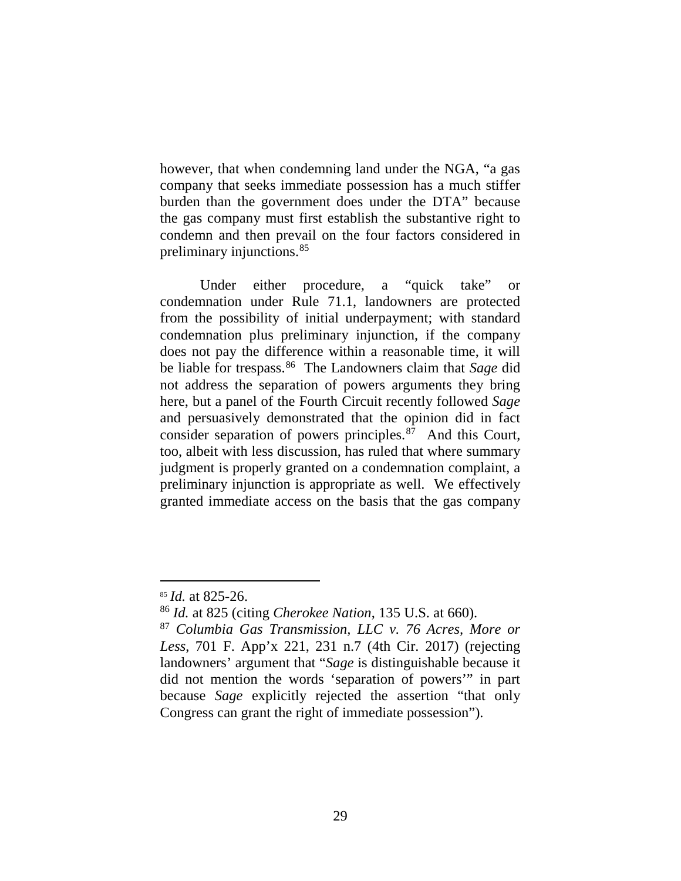however, that when condemning land under the NGA, "a gas company that seeks immediate possession has a much stiffer burden than the government does under the DTA" because the gas company must first establish the substantive right to condemn and then prevail on the four factors considered in preliminary injunctions.[85]

Under either procedure, a "quick take" or condemnation under Rule 71.1, landowners are protected from the possibility of initial underpayment; with standard condemnation plus preliminary injunction, if the company does not pay the difference within a reasonable time, it will be liable for trespass.[86] The Landowners claim that *Sage* did not address the separation of powers arguments they bring here, but a panel of the Fourth Circuit recently followed *Sage* and persuasively demonstrated that the opinion did in fact consider separation of powers principles.[87] And this Court, too, albeit with less discussion, has ruled that where summary judgment is properly granted on a condemnation complaint, a preliminary injunction is appropriate as well. We effectively granted immediate access on the basis that the gas company

---

[85] *Id.* at 825-26.

[86] *Id.* at 825 (citing *Cherokee Nation*, 135 U.S. at 660).

[87] *Columbia Gas Transmission, LLC v. 76 Acres, More or Less*, 701 F. App'x 221, 231 n.7 (4th Cir. 2017) (rejecting landowners' argument that "*Sage* is distinguishable because it did not mention the words 'separation of powers'" in part because *Sage* explicitly rejected the assertion "that only Congress can grant the right of immediate possession").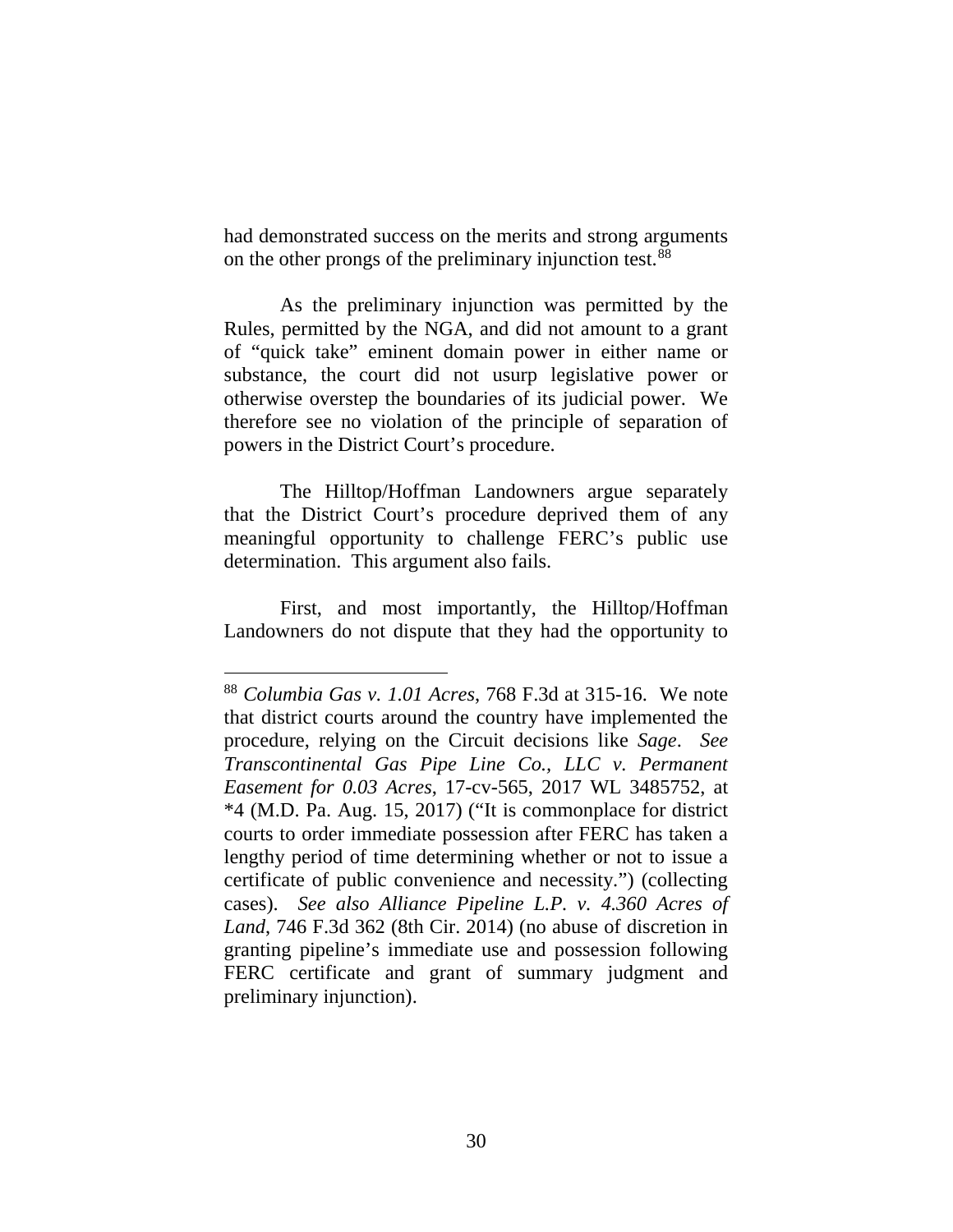had demonstrated success on the merits and strong arguments on the other prongs of the preliminary injunction test.[88]

As the preliminary injunction was permitted by the Rules, permitted by the NGA, and did not amount to a grant of "quick take" eminent domain power in either name or substance, the court did not usurp legislative power or otherwise overstep the boundaries of its judicial power. We therefore see no violation of the principle of separation of powers in the District Court's procedure.

The Hilltop/Hoffman Landowners argue separately that the District Court's procedure deprived them of any meaningful opportunity to challenge FERC's public use determination. This argument also fails.

First, and most importantly, the Hilltop/Hoffman Landowners do not dispute that they had the opportunity to

---

[88] *Columbia Gas v. 1.01 Acres*, 768 F.3d at 315-16. We note that district courts around the country have implemented the procedure, relying on the Circuit decisions like *Sage*. *See Transcontinental Gas Pipe Line Co., LLC v. Permanent Easement for 0.03 Acres*, 17-cv-565, 2017 WL 3485752, at *4 (M.D. Pa. Aug. 15, 2017) ("It is commonplace for district courts to order immediate possession after FERC has taken a lengthy period of time determining whether or not to issue a certificate of public convenience and necessity.") (collecting cases). *See also Alliance Pipeline L.P. v. 4.360 Acres of Land*, 746 F.3d 362 (8th Cir. 2014) (no abuse of discretion in granting pipeline's immediate use and possession following FERC certificate and grant of summary judgment and preliminary injunction).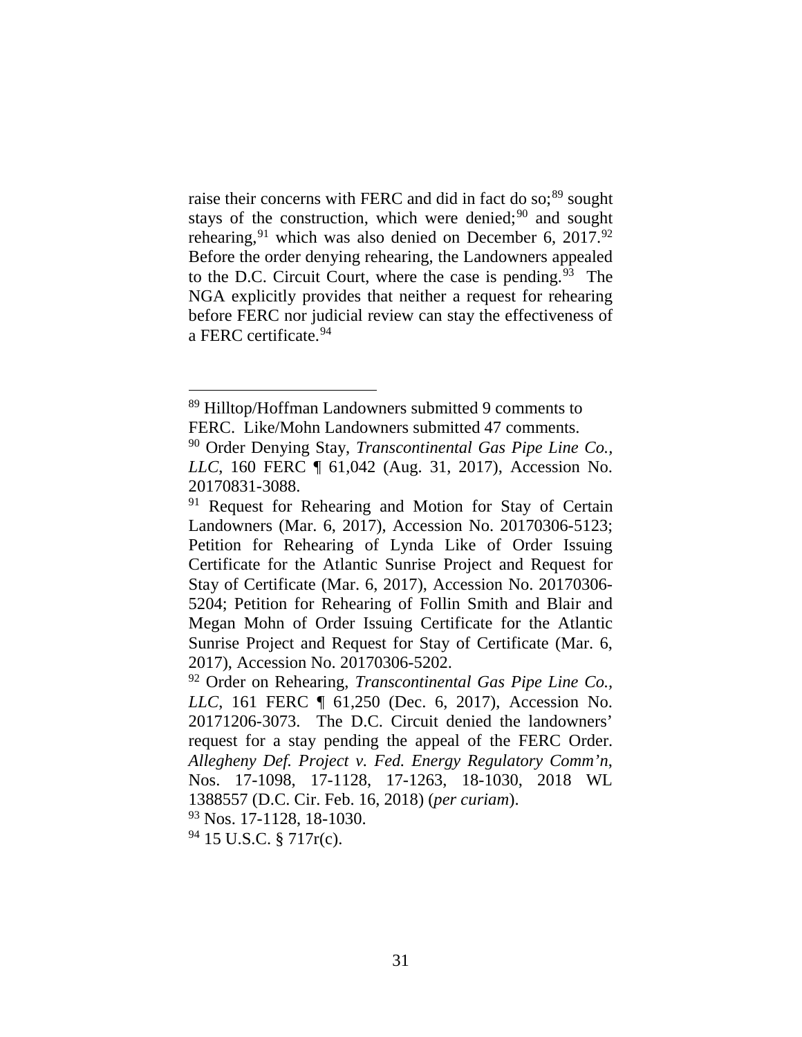raise their concerns with FERC and did in fact do so;[89] sought stays of the construction, which were denied;[90] and sought rehearing,[91] which was also denied on December 6, 2017.[92] Before the order denying rehearing, the Landowners appealed to the D.C. Circuit Court, where the case is pending.[93] The NGA explicitly provides that neither a request for rehearing before FERC nor judicial review can stay the effectiveness of a FERC certificate.[94]

---

[89] Hilltop/Hoffman Landowners submitted 9 comments to FERC. Like/Mohn Landowners submitted 47 comments.

[90] Order Denying Stay, *Transcontinental Gas Pipe Line Co., LLC*, 160 FERC ¶ 61,042 (Aug. 31, 2017), Accession No. 20170831-3088.

[91] Request for Rehearing and Motion for Stay of Certain Landowners (Mar. 6, 2017), Accession No. 20170306-5123; Petition for Rehearing of Lynda Like of Order Issuing Certificate for the Atlantic Sunrise Project and Request for Stay of Certificate (Mar. 6, 2017), Accession No. 20170306-5204; Petition for Rehearing of Follin Smith and Blair and Megan Mohn of Order Issuing Certificate for the Atlantic Sunrise Project and Request for Stay of Certificate (Mar. 6, 2017), Accession No. 20170306-5202.

[92] Order on Rehearing, *Transcontinental Gas Pipe Line Co., LLC*, 161 FERC ¶ 61,250 (Dec. 6, 2017), Accession No. 20171206-3073. The D.C. Circuit denied the landowners' request for a stay pending the appeal of the FERC Order. *Allegheny Def. Project v. Fed. Energy Regulatory Comm'n*, Nos. 17-1098, 17-1128, 17-1263, 18-1030, 2018 WL 1388557 (D.C. Cir. Feb. 16, 2018) (*per curiam*).

[93] Nos. 17-1128, 18-1030.

[94] 15 U.S.C. § 717r(c).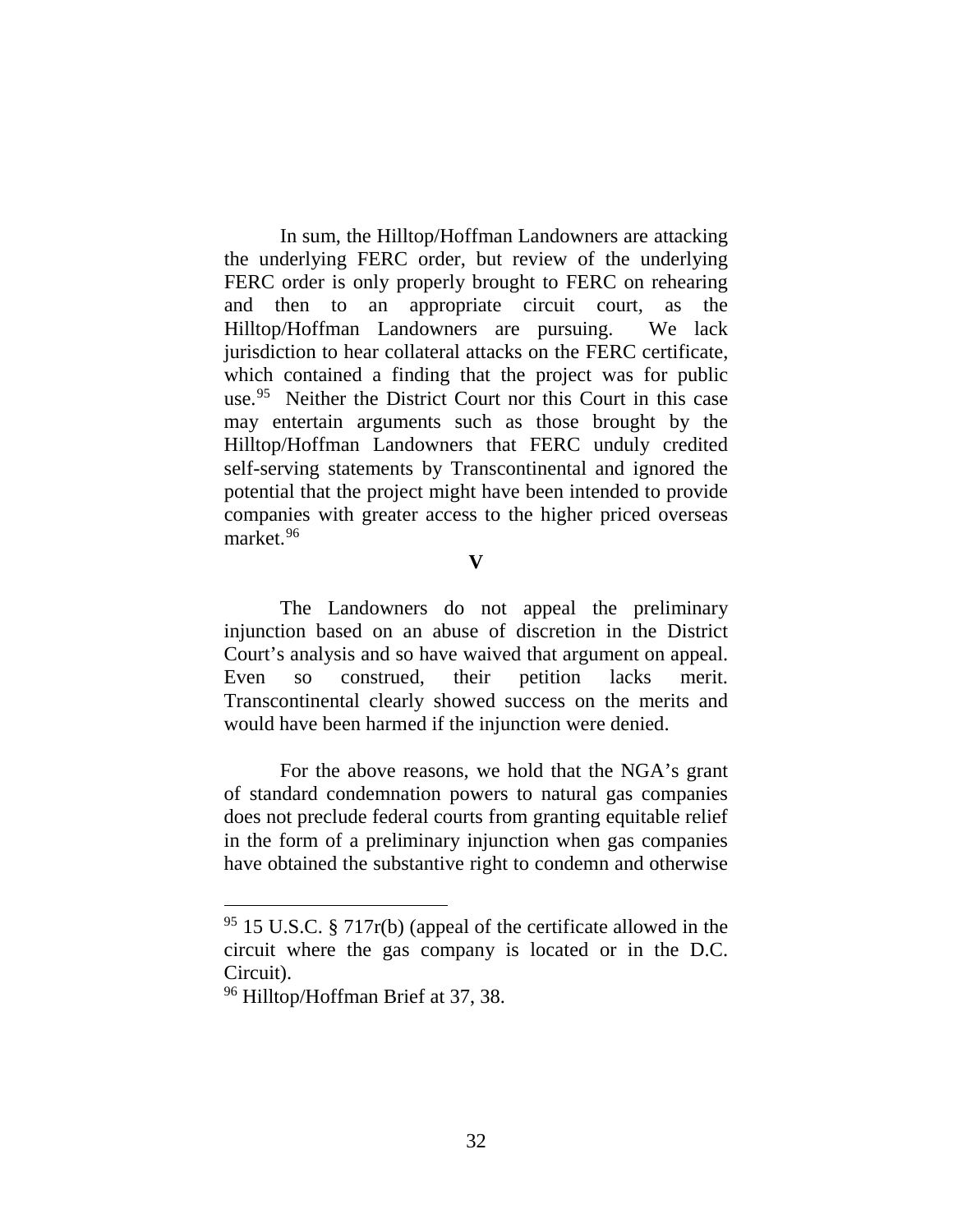In sum, the Hilltop/Hoffman Landowners are attacking the underlying FERC order, but review of the underlying FERC order is only properly brought to FERC on rehearing and then to an appropriate circuit court, as the Hilltop/Hoffman Landowners are pursuing. We lack jurisdiction to hear collateral attacks on the FERC certificate, which contained a finding that the project was for public use.[95] Neither the District Court nor this Court in this case may entertain arguments such as those brought by the Hilltop/Hoffman Landowners that FERC unduly credited self-serving statements by Transcontinental and ignored the potential that the project might have been intended to provide companies with greater access to the higher priced overseas market.[96]

## V

The Landowners do not appeal the preliminary injunction based on an abuse of discretion in the District Court's analysis and so have waived that argument on appeal. Even so construed, their petition lacks merit. Transcontinental clearly showed success on the merits and would have been harmed if the injunction were denied.

For the above reasons, we hold that the NGA's grant of standard condemnation powers to natural gas companies does not preclude federal courts from granting equitable relief in the form of a preliminary injunction when gas companies have obtained the substantive right to condemn and otherwise

---

[95] 15 U.S.C. § 717r(b) (appeal of the certificate allowed in the circuit where the gas company is located or in the D.C. Circuit).

[96] Hilltop/Hoffman Brief at 37, 38.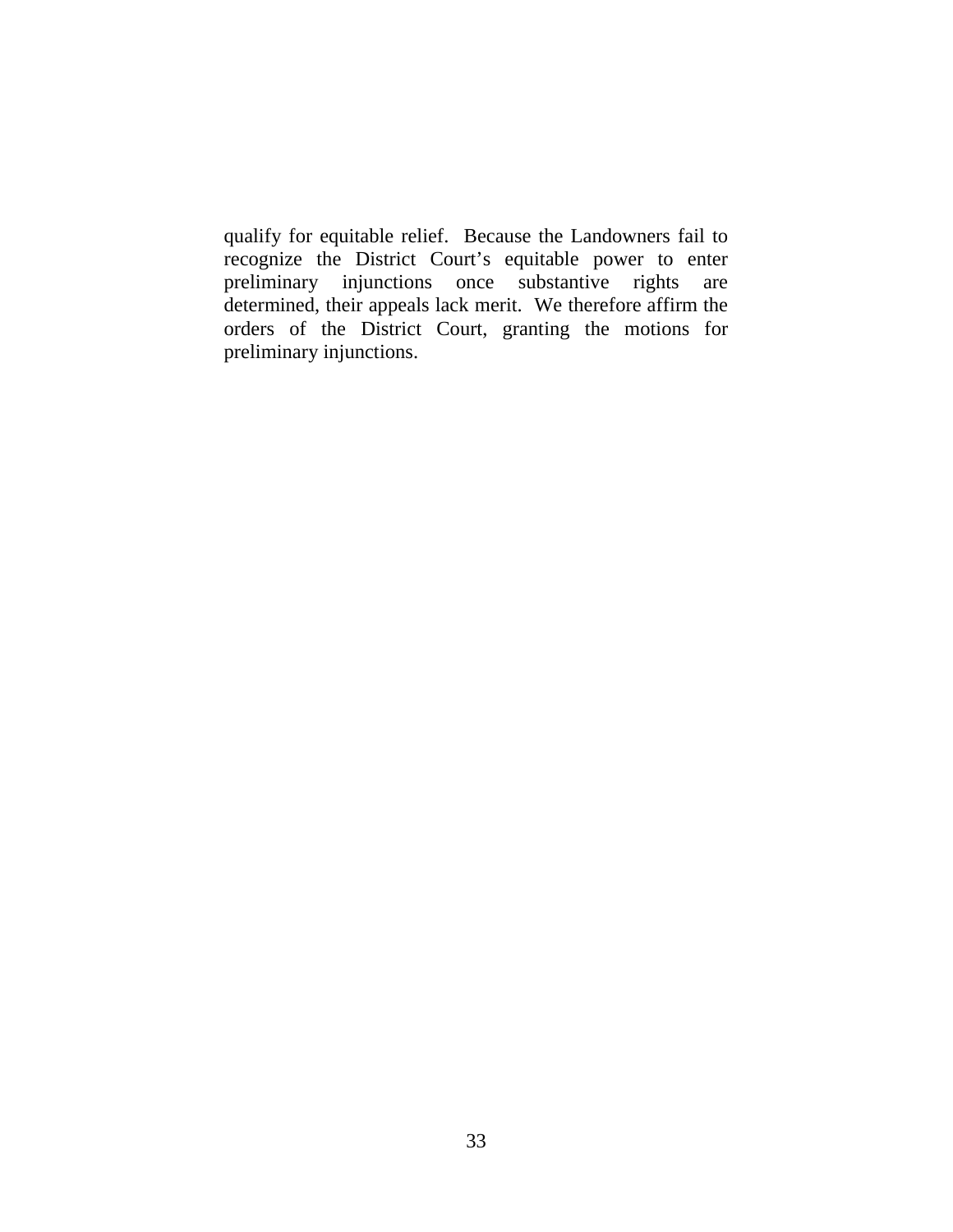qualify for equitable relief. Because the Landowners fail to recognize the District Court's equitable power to enter preliminary injunctions once substantive rights are determined, their appeals lack merit. We therefore affirm the orders of the District Court, granting the motions for preliminary injunctions.